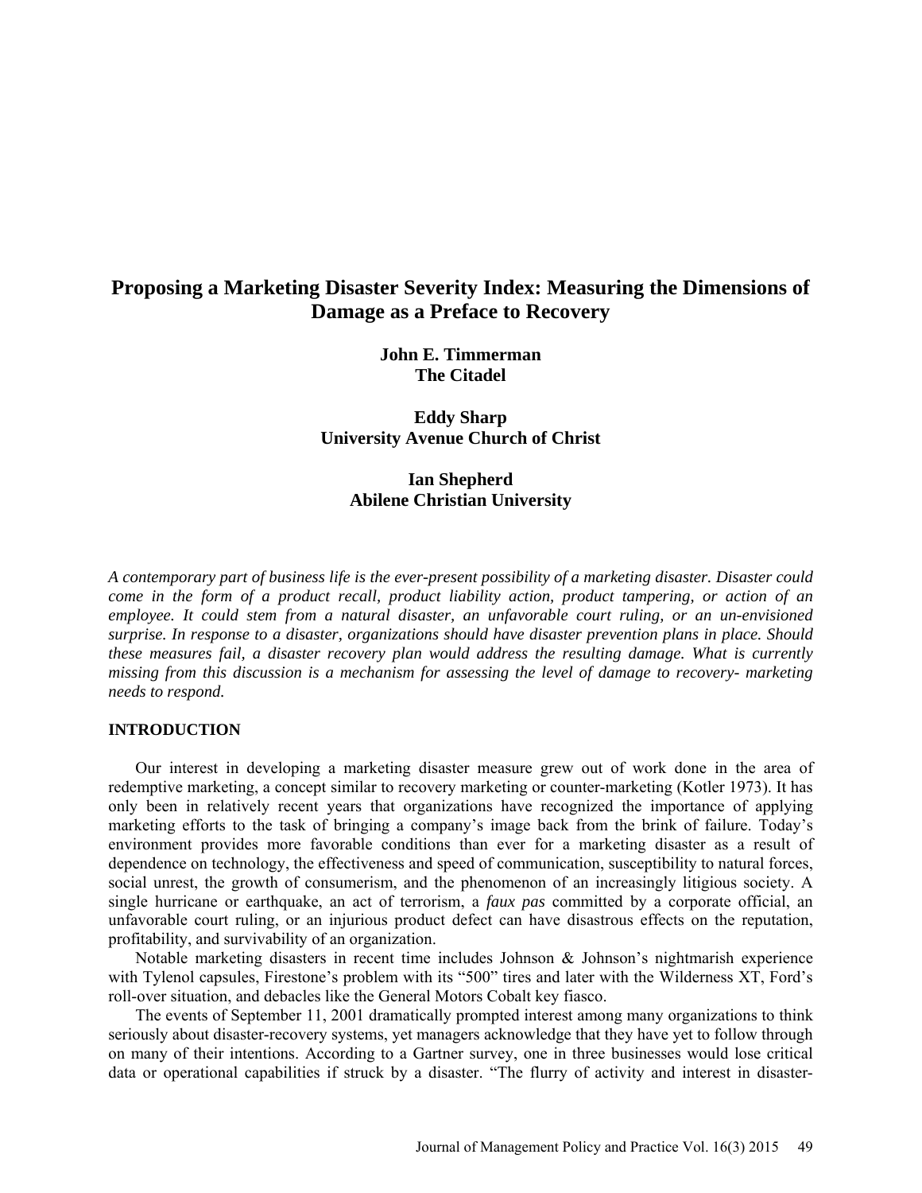# Proposing a Marketing Disaster Severity Index: Measuring the Dimensions of Damage as a Preface to Recovery

**John E. Timmerman**
**The Citadel**

**Eddy Sharp**
**University Avenue Church of Christ**

**Ian Shepherd**
**Abilene Christian University**

*A contemporary part of business life is the ever-present possibility of a marketing disaster. Disaster could come in the form of a product recall, product liability action, product tampering, or action of an employee. It could stem from a natural disaster, an unfavorable court ruling, or an un-envisioned surprise. In response to a disaster, organizations should have disaster prevention plans in place. Should these measures fail, a disaster recovery plan would address the resulting damage. What is currently missing from this discussion is a mechanism for assessing the level of damage to recovery- marketing needs to respond.*

## INTRODUCTION

Our interest in developing a marketing disaster measure grew out of work done in the area of redemptive marketing, a concept similar to recovery marketing or counter-marketing (Kotler 1973). It has only been in relatively recent years that organizations have recognized the importance of applying marketing efforts to the task of bringing a company's image back from the brink of failure. Today's environment provides more favorable conditions than ever for a marketing disaster as a result of dependence on technology, the effectiveness and speed of communication, susceptibility to natural forces, social unrest, the growth of consumerism, and the phenomenon of an increasingly litigious society. A single hurricane or earthquake, an act of terrorism, a *faux pas* committed by a corporate official, an unfavorable court ruling, or an injurious product defect can have disastrous effects on the reputation, profitability, and survivability of an organization.

Notable marketing disasters in recent time includes Johnson & Johnson's nightmarish experience with Tylenol capsules, Firestone's problem with its "500" tires and later with the Wilderness XT, Ford's roll-over situation, and debacles like the General Motors Cobalt key fiasco.

The events of September 11, 2001 dramatically prompted interest among many organizations to think seriously about disaster-recovery systems, yet managers acknowledge that they have yet to follow through on many of their intentions. According to a Gartner survey, one in three businesses would lose critical data or operational capabilities if struck by a disaster. "The flurry of activity and interest in disaster-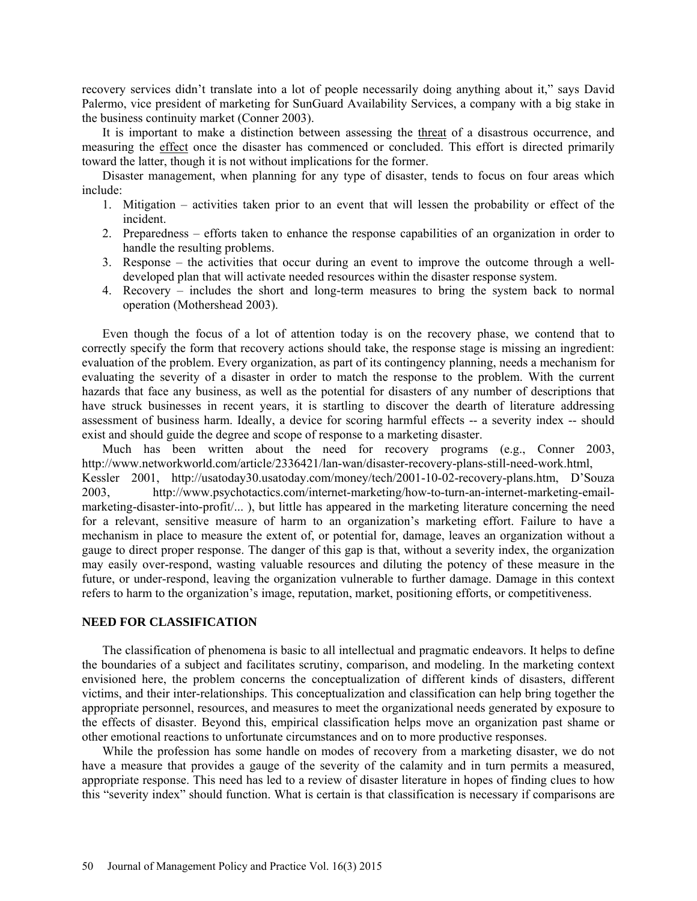recovery services didn't translate into a lot of people necessarily doing anything about it," says David Palermo, vice president of marketing for SunGuard Availability Services, a company with a big stake in the business continuity market (Conner 2003).

It is important to make a distinction between assessing the threat of a disastrous occurrence, and measuring the effect once the disaster has commenced or concluded. This effort is directed primarily toward the latter, though it is not without implications for the former.

Disaster management, when planning for any type of disaster, tends to focus on four areas which include:

1. Mitigation – activities taken prior to an event that will lessen the probability or effect of the incident.
2. Preparedness – efforts taken to enhance the response capabilities of an organization in order to handle the resulting problems.
3. Response – the activities that occur during an event to improve the outcome through a well-developed plan that will activate needed resources within the disaster response system.
4. Recovery – includes the short and long-term measures to bring the system back to normal operation (Mothershead 2003).

Even though the focus of a lot of attention today is on the recovery phase, we contend that to correctly specify the form that recovery actions should take, the response stage is missing an ingredient: evaluation of the problem. Every organization, as part of its contingency planning, needs a mechanism for evaluating the severity of a disaster in order to match the response to the problem. With the current hazards that face any business, as well as the potential for disasters of any number of descriptions that have struck businesses in recent years, it is startling to discover the dearth of literature addressing assessment of business harm. Ideally, a device for scoring harmful effects -- a severity index -- should exist and should guide the degree and scope of response to a marketing disaster.

Much has been written about the need for recovery programs (e.g., Conner 2003, http://www.networkworld.com/article/2336421/lan-wan/disaster-recovery-plans-still-need-work.html, Kessler 2001, http://usatoday30.usatoday.com/money/tech/2001-10-02-recovery-plans.htm, D'Souza 2003, http://www.psychotactics.com/internet-marketing/how-to-turn-an-internet-marketing-email-marketing-disaster-into-profit/... ), but little has appeared in the marketing literature concerning the need for a relevant, sensitive measure of harm to an organization's marketing effort. Failure to have a mechanism in place to measure the extent of, or potential for, damage, leaves an organization without a gauge to direct proper response. The danger of this gap is that, without a severity index, the organization may easily over-respond, wasting valuable resources and diluting the potency of these measure in the future, or under-respond, leaving the organization vulnerable to further damage. Damage in this context refers to harm to the organization's image, reputation, market, positioning efforts, or competitiveness.

## NEED FOR CLASSIFICATION

The classification of phenomena is basic to all intellectual and pragmatic endeavors. It helps to define the boundaries of a subject and facilitates scrutiny, comparison, and modeling. In the marketing context envisioned here, the problem concerns the conceptualization of different kinds of disasters, different victims, and their inter-relationships. This conceptualization and classification can help bring together the appropriate personnel, resources, and measures to meet the organizational needs generated by exposure to the effects of disaster. Beyond this, empirical classification helps move an organization past shame or other emotional reactions to unfortunate circumstances and on to more productive responses.

While the profession has some handle on modes of recovery from a marketing disaster, we do not have a measure that provides a gauge of the severity of the calamity and in turn permits a measured, appropriate response. This need has led to a review of disaster literature in hopes of finding clues to how this "severity index" should function. What is certain is that classification is necessary if comparisons are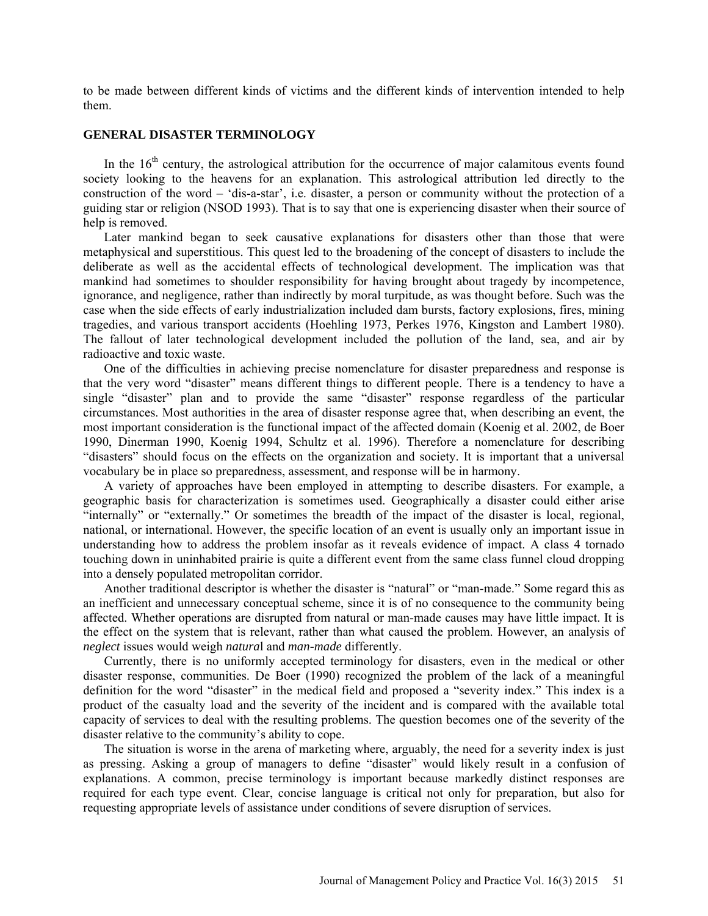to be made between different kinds of victims and the different kinds of intervention intended to help them.

## GENERAL DISASTER TERMINOLOGY

In the 16th century, the astrological attribution for the occurrence of major calamitous events found society looking to the heavens for an explanation. This astrological attribution led directly to the construction of the word – 'dis-a-star', i.e. disaster, a person or community without the protection of a guiding star or religion (NSOD 1993). That is to say that one is experiencing disaster when their source of help is removed.

Later mankind began to seek causative explanations for disasters other than those that were metaphysical and superstitious. This quest led to the broadening of the concept of disasters to include the deliberate as well as the accidental effects of technological development. The implication was that mankind had sometimes to shoulder responsibility for having brought about tragedy by incompetence, ignorance, and negligence, rather than indirectly by moral turpitude, as was thought before. Such was the case when the side effects of early industrialization included dam bursts, factory explosions, fires, mining tragedies, and various transport accidents (Hoehling 1973, Perkes 1976, Kingston and Lambert 1980). The fallout of later technological development included the pollution of the land, sea, and air by radioactive and toxic waste.

One of the difficulties in achieving precise nomenclature for disaster preparedness and response is that the very word "disaster" means different things to different people. There is a tendency to have a single "disaster" plan and to provide the same "disaster" response regardless of the particular circumstances. Most authorities in the area of disaster response agree that, when describing an event, the most important consideration is the functional impact of the affected domain (Koenig et al. 2002, de Boer 1990, Dinerman 1990, Koenig 1994, Schultz et al. 1996). Therefore a nomenclature for describing "disasters" should focus on the effects on the organization and society. It is important that a universal vocabulary be in place so preparedness, assessment, and response will be in harmony.

A variety of approaches have been employed in attempting to describe disasters. For example, a geographic basis for characterization is sometimes used. Geographically a disaster could either arise "internally" or "externally." Or sometimes the breadth of the impact of the disaster is local, regional, national, or international. However, the specific location of an event is usually only an important issue in understanding how to address the problem insofar as it reveals evidence of impact. A class 4 tornado touching down in uninhabited prairie is quite a different event from the same class funnel cloud dropping into a densely populated metropolitan corridor.

Another traditional descriptor is whether the disaster is "natural" or "man-made." Some regard this as an inefficient and unnecessary conceptual scheme, since it is of no consequence to the community being affected. Whether operations are disrupted from natural or man-made causes may have little impact. It is the effect on the system that is relevant, rather than what caused the problem. However, an analysis of *neglect* issues would weigh *natural* and *man-made* differently.

Currently, there is no uniformly accepted terminology for disasters, even in the medical or other disaster response, communities. De Boer (1990) recognized the problem of the lack of a meaningful definition for the word "disaster" in the medical field and proposed a "severity index." This index is a product of the casualty load and the severity of the incident and is compared with the available total capacity of services to deal with the resulting problems. The question becomes one of the severity of the disaster relative to the community's ability to cope.

The situation is worse in the arena of marketing where, arguably, the need for a severity index is just as pressing. Asking a group of managers to define "disaster" would likely result in a confusion of explanations. A common, precise terminology is important because markedly distinct responses are required for each type event. Clear, concise language is critical not only for preparation, but also for requesting appropriate levels of assistance under conditions of severe disruption of services.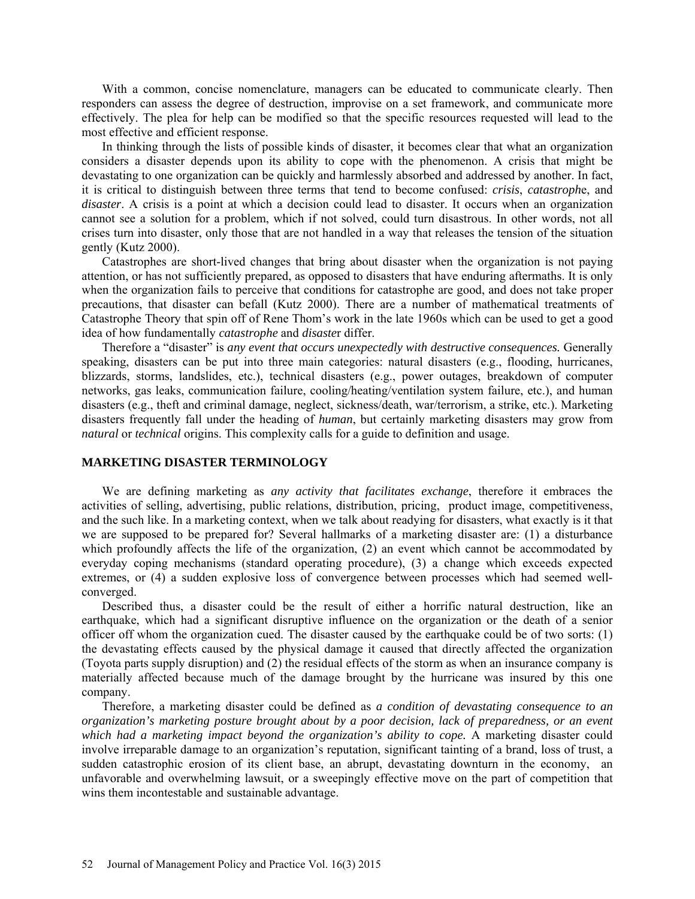With a common, concise nomenclature, managers can be educated to communicate clearly. Then responders can assess the degree of destruction, improvise on a set framework, and communicate more effectively. The plea for help can be modified so that the specific resources requested will lead to the most effective and efficient response.

In thinking through the lists of possible kinds of disaster, it becomes clear that what an organization considers a disaster depends upon its ability to cope with the phenomenon. A crisis that might be devastating to one organization can be quickly and harmlessly absorbed and addressed by another. In fact, it is critical to distinguish between three terms that tend to become confused: *crisis*, *catastrophe*, and *disaster*. A crisis is a point at which a decision could lead to disaster. It occurs when an organization cannot see a solution for a problem, which if not solved, could turn disastrous. In other words, not all crises turn into disaster, only those that are not handled in a way that releases the tension of the situation gently (Kutz 2000).

Catastrophes are short-lived changes that bring about disaster when the organization is not paying attention, or has not sufficiently prepared, as opposed to disasters that have enduring aftermaths. It is only when the organization fails to perceive that conditions for catastrophe are good, and does not take proper precautions, that disaster can befall (Kutz 2000). There are a number of mathematical treatments of Catastrophe Theory that spin off of Rene Thom's work in the late 1960s which can be used to get a good idea of how fundamentally *catastrophe* and *disaster* differ.

Therefore a "disaster" is *any event that occurs unexpectedly with destructive consequences.* Generally speaking, disasters can be put into three main categories: natural disasters (e.g., flooding, hurricanes, blizzards, storms, landslides, etc.), technical disasters (e.g., power outages, breakdown of computer networks, gas leaks, communication failure, cooling/heating/ventilation system failure, etc.), and human disasters (e.g., theft and criminal damage, neglect, sickness/death, war/terrorism, a strike, etc.). Marketing disasters frequently fall under the heading of *human*, but certainly marketing disasters may grow from *natural* or *technical* origins. This complexity calls for a guide to definition and usage.

## MARKETING DISASTER TERMINOLOGY

We are defining marketing as *any activity that facilitates exchange*, therefore it embraces the activities of selling, advertising, public relations, distribution, pricing, product image, competitiveness, and the such like. In a marketing context, when we talk about readying for disasters, what exactly is it that we are supposed to be prepared for? Several hallmarks of a marketing disaster are: (1) a disturbance which profoundly affects the life of the organization, (2) an event which cannot be accommodated by everyday coping mechanisms (standard operating procedure), (3) a change which exceeds expected extremes, or (4) a sudden explosive loss of convergence between processes which had seemed well-converged.

Described thus, a disaster could be the result of either a horrific natural destruction, like an earthquake, which had a significant disruptive influence on the organization or the death of a senior officer off whom the organization cued. The disaster caused by the earthquake could be of two sorts: (1) the devastating effects caused by the physical damage it caused that directly affected the organization (Toyota parts supply disruption) and (2) the residual effects of the storm as when an insurance company is materially affected because much of the damage brought by the hurricane was insured by this one company.

Therefore, a marketing disaster could be defined as *a condition of devastating consequence to an organization's marketing posture brought about by a poor decision, lack of preparedness, or an event which had a marketing impact beyond the organization's ability to cope.* A marketing disaster could involve irreparable damage to an organization's reputation, significant tainting of a brand, loss of trust, a sudden catastrophic erosion of its client base, an abrupt, devastating downturn in the economy, an unfavorable and overwhelming lawsuit, or a sweepingly effective move on the part of competition that wins them incontestable and sustainable advantage.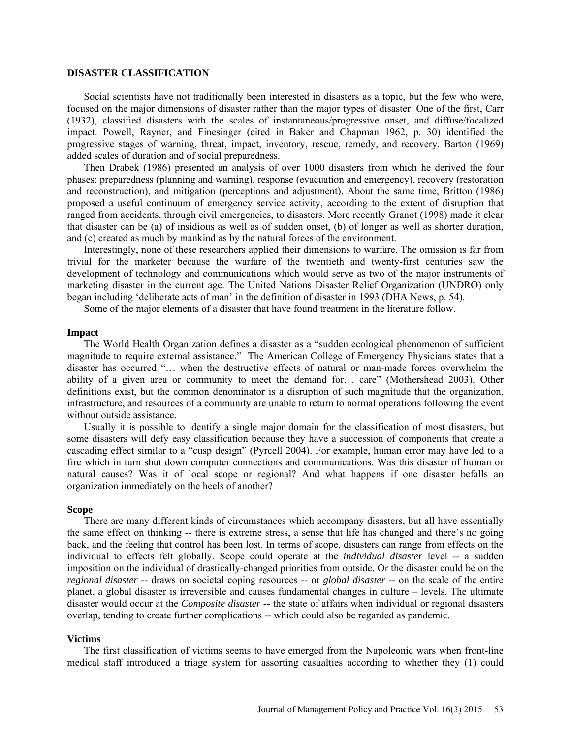## DISASTER CLASSIFICATION

Social scientists have not traditionally been interested in disasters as a topic, but the few who were, focused on the major dimensions of disaster rather than the major types of disaster. One of the first, Carr (1932), classified disasters with the scales of instantaneous/progressive onset, and diffuse/focalized impact. Powell, Rayner, and Finesinger (cited in Baker and Chapman 1962, p. 30) identified the progressive stages of warning, threat, impact, inventory, rescue, remedy, and recovery. Barton (1969) added scales of duration and of social preparedness.

Then Drabek (1986) presented an analysis of over 1000 disasters from which he derived the four phases: preparedness (planning and warning), response (evacuation and emergency), recovery (restoration and reconstruction), and mitigation (perceptions and adjustment). About the same time, Britton (1986) proposed a useful continuum of emergency service activity, according to the extent of disruption that ranged from accidents, through civil emergencies, to disasters. More recently Granot (1998) made it clear that disaster can be (a) of insidious as well as of sudden onset, (b) of longer as well as shorter duration, and (c) created as much by mankind as by the natural forces of the environment.

Interestingly, none of these researchers applied their dimensions to warfare. The omission is far from trivial for the marketer because the warfare of the twentieth and twenty-first centuries saw the development of technology and communications which would serve as two of the major instruments of marketing disaster in the current age. The United Nations Disaster Relief Organization (UNDRO) only began including 'deliberate acts of man' in the definition of disaster in 1993 (DHA News, p. 54).

Some of the major elements of a disaster that have found treatment in the literature follow.

### Impact

The World Health Organization defines a disaster as a "sudden ecological phenomenon of sufficient magnitude to require external assistance." The American College of Emergency Physicians states that a disaster has occurred "… when the destructive effects of natural or man-made forces overwhelm the ability of a given area or community to meet the demand for… care" (Mothershead 2003). Other definitions exist, but the common denominator is a disruption of such magnitude that the organization, infrastructure, and resources of a community are unable to return to normal operations following the event without outside assistance.

Usually it is possible to identify a single major domain for the classification of most disasters, but some disasters will defy easy classification because they have a succession of components that create a cascading effect similar to a "cusp design" (Pyrcell 2004). For example, human error may have led to a fire which in turn shut down computer connections and communications. Was this disaster of human or natural causes? Was it of local scope or regional? And what happens if one disaster befalls an organization immediately on the heels of another?

### Scope

There are many different kinds of circumstances which accompany disasters, but all have essentially the same effect on thinking -- there is extreme stress, a sense that life has changed and there's no going back, and the feeling that control has been lost. In terms of scope, disasters can range from effects on the individual to effects felt globally. Scope could operate at the *individual disaster* level -- a sudden imposition on the individual of drastically-changed priorities from outside. Or the disaster could be on the *regional disaster* -- draws on societal coping resources -- or *global disaster* -- on the scale of the entire planet, a global disaster is irreversible and causes fundamental changes in culture – levels. The ultimate disaster would occur at the *Composite disaster* -- the state of affairs when individual or regional disasters overlap, tending to create further complications -- which could also be regarded as pandemic.

### Victims

The first classification of victims seems to have emerged from the Napoleonic wars when front-line medical staff introduced a triage system for assorting casualties according to whether they (1) could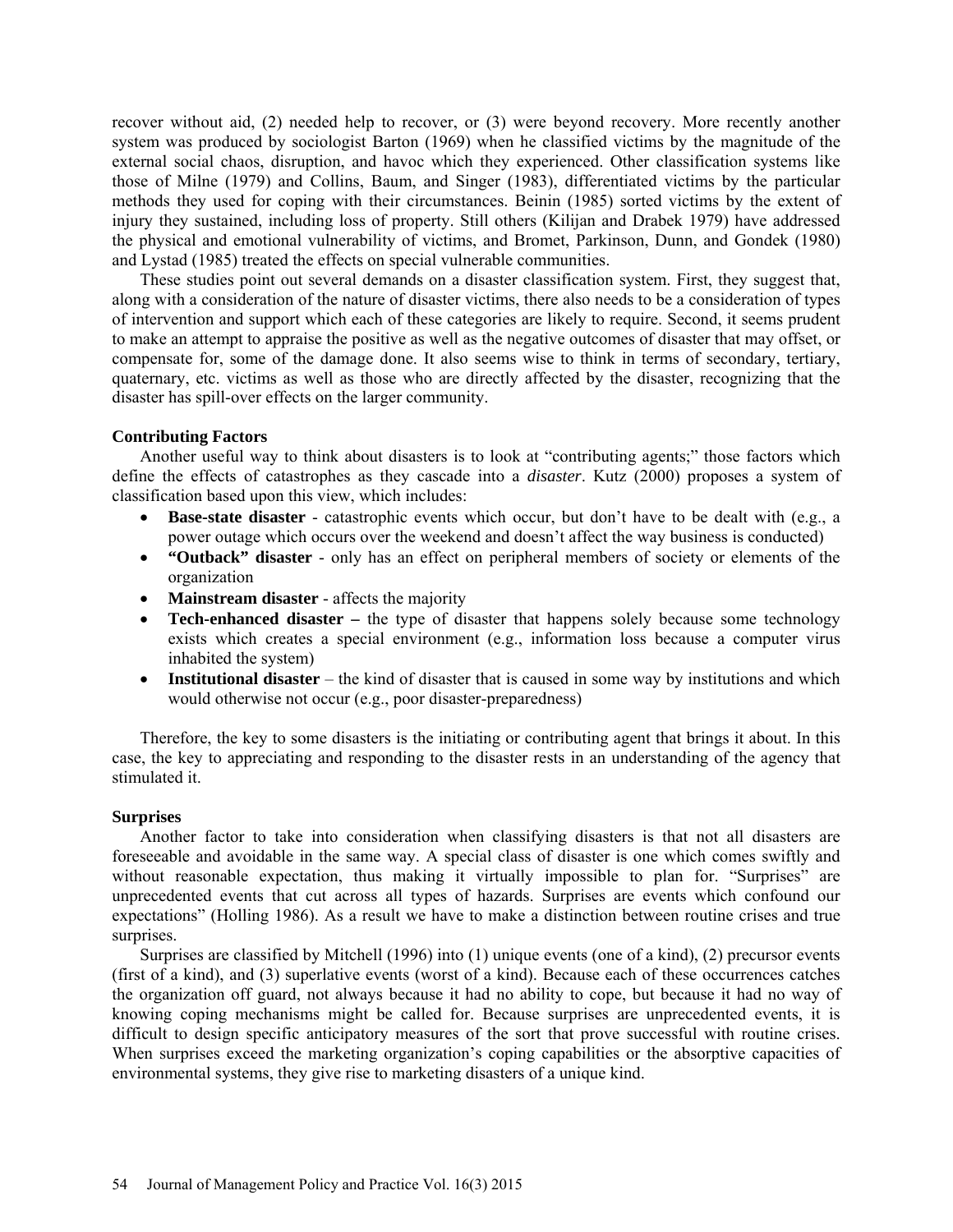recover without aid, (2) needed help to recover, or (3) were beyond recovery. More recently another system was produced by sociologist Barton (1969) when he classified victims by the magnitude of the external social chaos, disruption, and havoc which they experienced. Other classification systems like those of Milne (1979) and Collins, Baum, and Singer (1983), differentiated victims by the particular methods they used for coping with their circumstances. Beinin (1985) sorted victims by the extent of injury they sustained, including loss of property. Still others (Kilijan and Drabek 1979) have addressed the physical and emotional vulnerability of victims, and Bromet, Parkinson, Dunn, and Gondek (1980) and Lystad (1985) treated the effects on special vulnerable communities.

These studies point out several demands on a disaster classification system. First, they suggest that, along with a consideration of the nature of disaster victims, there also needs to be a consideration of types of intervention and support which each of these categories are likely to require. Second, it seems prudent to make an attempt to appraise the positive as well as the negative outcomes of disaster that may offset, or compensate for, some of the damage done. It also seems wise to think in terms of secondary, tertiary, quaternary, etc. victims as well as those who are directly affected by the disaster, recognizing that the disaster has spill-over effects on the larger community.

### Contributing Factors

Another useful way to think about disasters is to look at "contributing agents;" those factors which define the effects of catastrophes as they cascade into a *disaster*. Kutz (2000) proposes a system of classification based upon this view, which includes:

- **Base-state disaster** - catastrophic events which occur, but don't have to be dealt with (e.g., a power outage which occurs over the weekend and doesn't affect the way business is conducted)
- **"Outback" disaster** - only has an effect on peripheral members of society or elements of the organization
- **Mainstream disaster** - affects the majority
- **Tech-enhanced disaster –** the type of disaster that happens solely because some technology exists which creates a special environment (e.g., information loss because a computer virus inhabited the system)
- **Institutional disaster** – the kind of disaster that is caused in some way by institutions and which would otherwise not occur (e.g., poor disaster-preparedness)

Therefore, the key to some disasters is the initiating or contributing agent that brings it about. In this case, the key to appreciating and responding to the disaster rests in an understanding of the agency that stimulated it.

### Surprises

Another factor to take into consideration when classifying disasters is that not all disasters are foreseeable and avoidable in the same way. A special class of disaster is one which comes swiftly and without reasonable expectation, thus making it virtually impossible to plan for. "Surprises" are unprecedented events that cut across all types of hazards. Surprises are events which confound our expectations" (Holling 1986). As a result we have to make a distinction between routine crises and true surprises.

Surprises are classified by Mitchell (1996) into (1) unique events (one of a kind), (2) precursor events (first of a kind), and (3) superlative events (worst of a kind). Because each of these occurrences catches the organization off guard, not always because it had no ability to cope, but because it had no way of knowing coping mechanisms might be called for. Because surprises are unprecedented events, it is difficult to design specific anticipatory measures of the sort that prove successful with routine crises. When surprises exceed the marketing organization's coping capabilities or the absorptive capacities of environmental systems, they give rise to marketing disasters of a unique kind.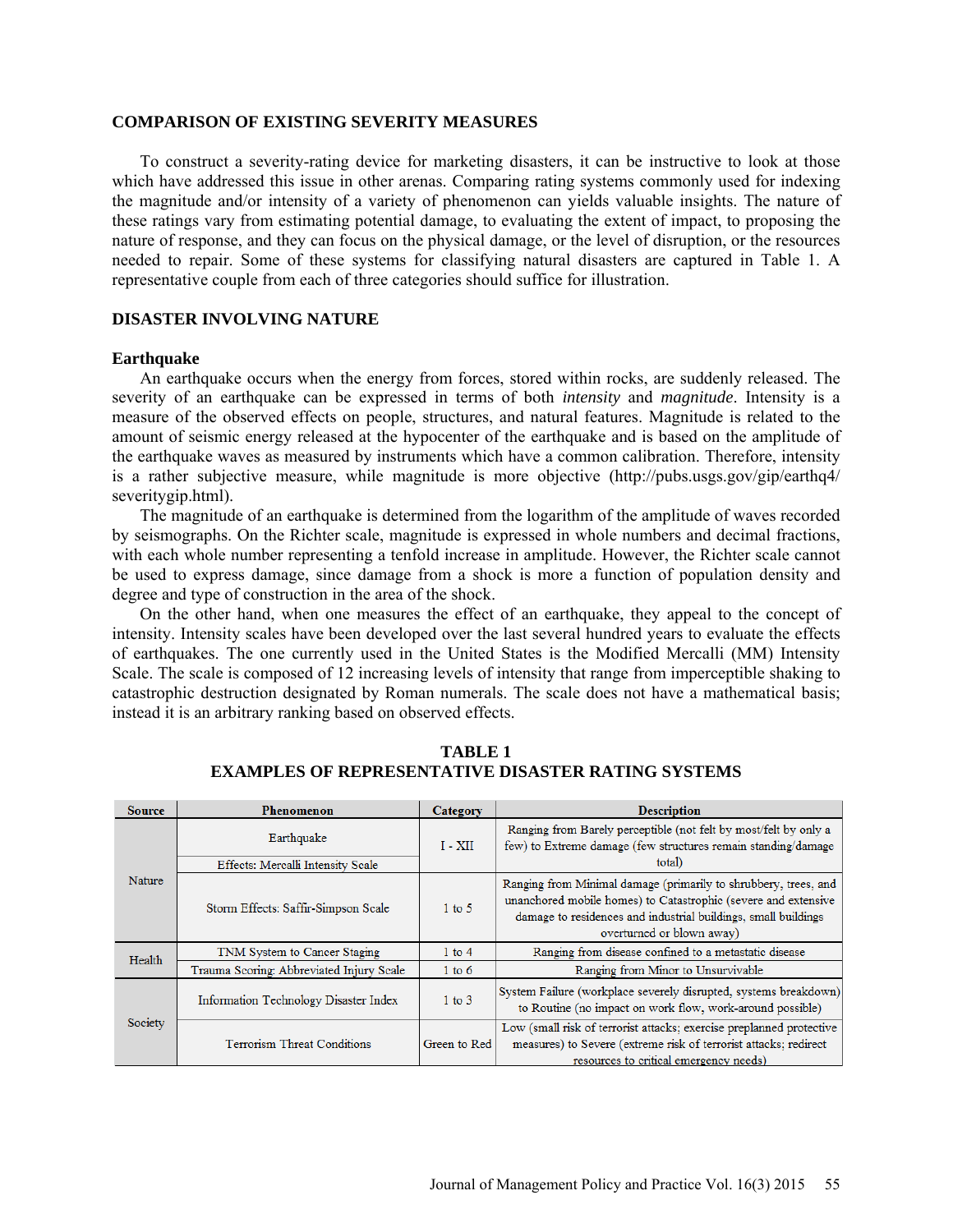## COMPARISON OF EXISTING SEVERITY MEASURES

To construct a severity-rating device for marketing disasters, it can be instructive to look at those which have addressed this issue in other arenas. Comparing rating systems commonly used for indexing the magnitude and/or intensity of a variety of phenomenon can yields valuable insights. The nature of these ratings vary from estimating potential damage, to evaluating the extent of impact, to proposing the nature of response, and they can focus on the physical damage, or the level of disruption, or the resources needed to repair. Some of these systems for classifying natural disasters are captured in Table 1. A representative couple from each of three categories should suffice for illustration.

## DISASTER INVOLVING NATURE

### Earthquake

An earthquake occurs when the energy from forces, stored within rocks, are suddenly released. The severity of an earthquake can be expressed in terms of both *intensity* and *magnitude*. Intensity is a measure of the observed effects on people, structures, and natural features. Magnitude is related to the amount of seismic energy released at the hypocenter of the earthquake and is based on the amplitude of the earthquake waves as measured by instruments which have a common calibration. Therefore, intensity is a rather subjective measure, while magnitude is more objective (http://pubs.usgs.gov/gip/earthq4/severitygip.html).

The magnitude of an earthquake is determined from the logarithm of the amplitude of waves recorded by seismographs. On the Richter scale, magnitude is expressed in whole numbers and decimal fractions, with each whole number representing a tenfold increase in amplitude. However, the Richter scale cannot be used to express damage, since damage from a shock is more a function of population density and degree and type of construction in the area of the shock.

On the other hand, when one measures the effect of an earthquake, they appeal to the concept of intensity. Intensity scales have been developed over the last several hundred years to evaluate the effects of earthquakes. The one currently used in the United States is the Modified Mercalli (MM) Intensity Scale. The scale is composed of 12 increasing levels of intensity that range from imperceptible shaking to catastrophic destruction designated by Roman numerals. The scale does not have a mathematical basis; instead it is an arbitrary ranking based on observed effects.

**TABLE 1**
**EXAMPLES OF REPRESENTATIVE DISASTER RATING SYSTEMS**

| Source | Phenomenon | Category | Description |
|---|---|---|---|
| Nature | Earthquake<br>Effects: Mercalli Intensity Scale | I - XII | Ranging from Barely perceptible (not felt by most/felt by only a few) to Extreme damage (few structures remain standing/damage total) |
| | Storm Effects: Saffir-Simpson Scale | 1 to 5 | Ranging from Minimal damage (primarily to shrubbery, trees, and unanchored mobile homes) to Catastrophic (severe and extensive damage to residences and industrial buildings, small buildings overturned or blown away) |
| Health | TNM System to Cancer Staging | 1 to 4 | Ranging from disease confined to a metastatic disease |
| | Trauma Scoring: Abbreviated Injury Scale | 1 to 6 | Ranging from Minor to Unsurvivable |
| Society | Information Technology Disaster Index | 1 to 3 | System Failure (workplace severely disrupted, systems breakdown) to Routine (no impact on work flow, work-around possible) |
| | Terrorism Threat Conditions | Green to Red | Low (small risk of terrorist attacks; exercise preplanned protective measures) to Severe (extreme risk of terrorist attacks; redirect resources to critical emergency needs) |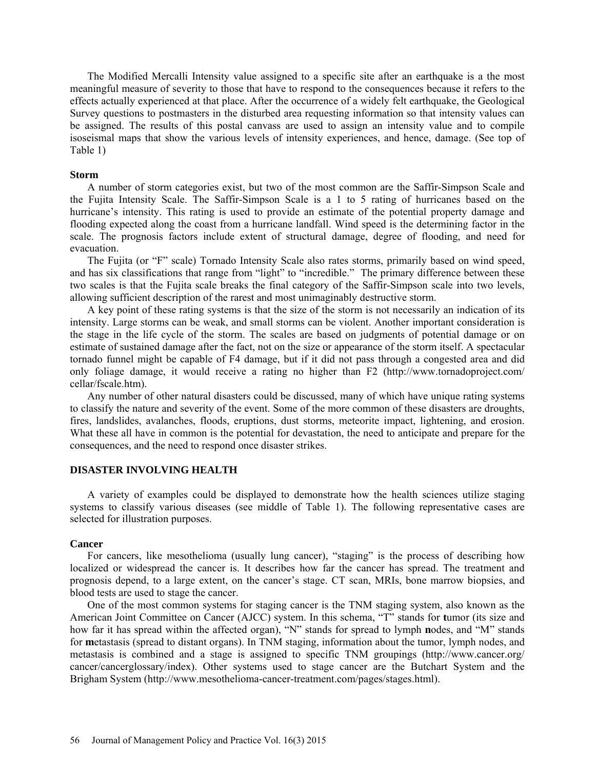The Modified Mercalli Intensity value assigned to a specific site after an earthquake is a the most meaningful measure of severity to those that have to respond to the consequences because it refers to the effects actually experienced at that place. After the occurrence of a widely felt earthquake, the Geological Survey questions to postmasters in the disturbed area requesting information so that intensity values can be assigned. The results of this postal canvass are used to assign an intensity value and to compile isoseismal maps that show the various levels of intensity experiences, and hence, damage. (See top of Table 1)

### Storm

A number of storm categories exist, but two of the most common are the Saffir-Simpson Scale and the Fujita Intensity Scale. The Saffir-Simpson Scale is a 1 to 5 rating of hurricanes based on the hurricane's intensity. This rating is used to provide an estimate of the potential property damage and flooding expected along the coast from a hurricane landfall. Wind speed is the determining factor in the scale. The prognosis factors include extent of structural damage, degree of flooding, and need for evacuation.

The Fujita (or "F" scale) Tornado Intensity Scale also rates storms, primarily based on wind speed, and has six classifications that range from "light" to "incredible." The primary difference between these two scales is that the Fujita scale breaks the final category of the Saffir-Simpson scale into two levels, allowing sufficient description of the rarest and most unimaginably destructive storm.

A key point of these rating systems is that the size of the storm is not necessarily an indication of its intensity. Large storms can be weak, and small storms can be violent. Another important consideration is the stage in the life cycle of the storm. The scales are based on judgments of potential damage or on estimate of sustained damage after the fact, not on the size or appearance of the storm itself. A spectacular tornado funnel might be capable of F4 damage, but if it did not pass through a congested area and did only foliage damage, it would receive a rating no higher than F2 (http://www.tornadoproject.com/cellar/fscale.htm).

Any number of other natural disasters could be discussed, many of which have unique rating systems to classify the nature and severity of the event. Some of the more common of these disasters are droughts, fires, landslides, avalanches, floods, eruptions, dust storms, meteorite impact, lightening, and erosion. What these all have in common is the potential for devastation, the need to anticipate and prepare for the consequences, and the need to respond once disaster strikes.

## DISASTER INVOLVING HEALTH

A variety of examples could be displayed to demonstrate how the health sciences utilize staging systems to classify various diseases (see middle of Table 1). The following representative cases are selected for illustration purposes.

### Cancer

For cancers, like mesothelioma (usually lung cancer), "staging" is the process of describing how localized or widespread the cancer is. It describes how far the cancer has spread. The treatment and prognosis depend, to a large extent, on the cancer's stage. CT scan, MRIs, bone marrow biopsies, and blood tests are used to stage the cancer.

One of the most common systems for staging cancer is the TNM staging system, also known as the American Joint Committee on Cancer (AJCC) system. In this schema, "T" stands for **t**umor (its size and how far it has spread within the affected organ), "N" stands for spread to lymph **n**odes, and "M" stands for **m**etastasis (spread to distant organs). In TNM staging, information about the tumor, lymph nodes, and metastasis is combined and a stage is assigned to specific TNM groupings (http://www.cancer.org/cancer/cancerglossary/index). Other systems used to stage cancer are the Butchart System and the Brigham System (http://www.mesothelioma-cancer-treatment.com/pages/stages.html).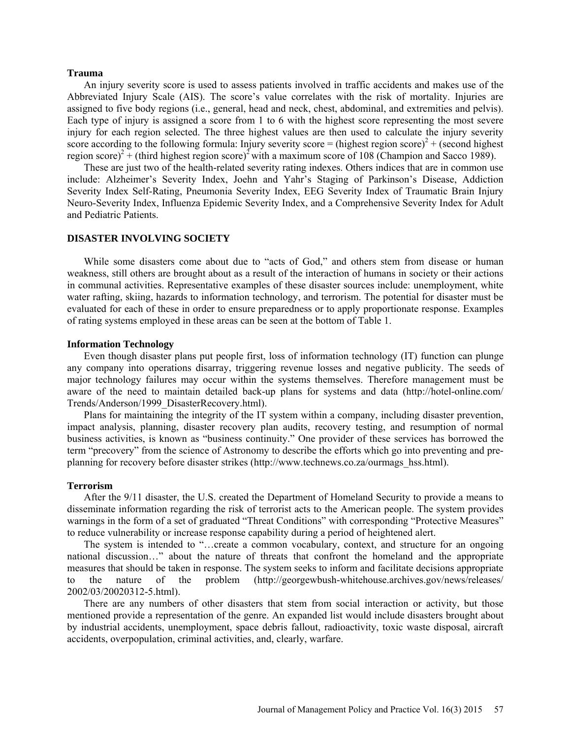### Trauma

An injury severity score is used to assess patients involved in traffic accidents and makes use of the Abbreviated Injury Scale (AIS). The score's value correlates with the risk of mortality. Injuries are assigned to five body regions (i.e., general, head and neck, chest, abdominal, and extremities and pelvis). Each type of injury is assigned a score from 1 to 6 with the highest score representing the most severe injury for each region selected. The three highest values are then used to calculate the injury severity score according to the following formula: Injury severity score = $(\text{highest region score})^2 + (\text{second highest region score})^2 + (\text{third highest region score})^2$ with a maximum score of 108 (Champion and Sacco 1989).

These are just two of the health-related severity rating indexes. Others indices that are in common use include: Alzheimer's Severity Index, Joehn and Yahr's Staging of Parkinson's Disease, Addiction Severity Index Self-Rating, Pneumonia Severity Index, EEG Severity Index of Traumatic Brain Injury Neuro-Severity Index, Influenza Epidemic Severity Index, and a Comprehensive Severity Index for Adult and Pediatric Patients.

## DISASTER INVOLVING SOCIETY

While some disasters come about due to "acts of God," and others stem from disease or human weakness, still others are brought about as a result of the interaction of humans in society or their actions in communal activities. Representative examples of these disaster sources include: unemployment, white water rafting, skiing, hazards to information technology, and terrorism. The potential for disaster must be evaluated for each of these in order to ensure preparedness or to apply proportionate response. Examples of rating systems employed in these areas can be seen at the bottom of Table 1.

### Information Technology

Even though disaster plans put people first, loss of information technology (IT) function can plunge any company into operations disarray, triggering revenue losses and negative publicity. The seeds of major technology failures may occur within the systems themselves. Therefore management must be aware of the need to maintain detailed back-up plans for systems and data (http://hotel-online.com/Trends/Anderson/1999_DisasterRecovery.html).

Plans for maintaining the integrity of the IT system within a company, including disaster prevention, impact analysis, planning, disaster recovery plan audits, recovery testing, and resumption of normal business activities, is known as "business continuity." One provider of these services has borrowed the term "precovery" from the science of Astronomy to describe the efforts which go into preventing and pre-planning for recovery before disaster strikes (http://www.technews.co.za/ourmags_hss.html).

### Terrorism

After the 9/11 disaster, the U.S. created the Department of Homeland Security to provide a means to disseminate information regarding the risk of terrorist acts to the American people. The system provides warnings in the form of a set of graduated "Threat Conditions" with corresponding "Protective Measures" to reduce vulnerability or increase response capability during a period of heightened alert.

The system is intended to "…create a common vocabulary, context, and structure for an ongoing national discussion…" about the nature of threats that confront the homeland and the appropriate measures that should be taken in response. The system seeks to inform and facilitate decisions appropriate to the nature of the problem (http://georgewbush-whitehouse.archives.gov/news/releases/2002/03/20020312-5.html).

There are any numbers of other disasters that stem from social interaction or activity, but those mentioned provide a representation of the genre. An expanded list would include disasters brought about by industrial accidents, unemployment, space debris fallout, radioactivity, toxic waste disposal, aircraft accidents, overpopulation, criminal activities, and, clearly, warfare.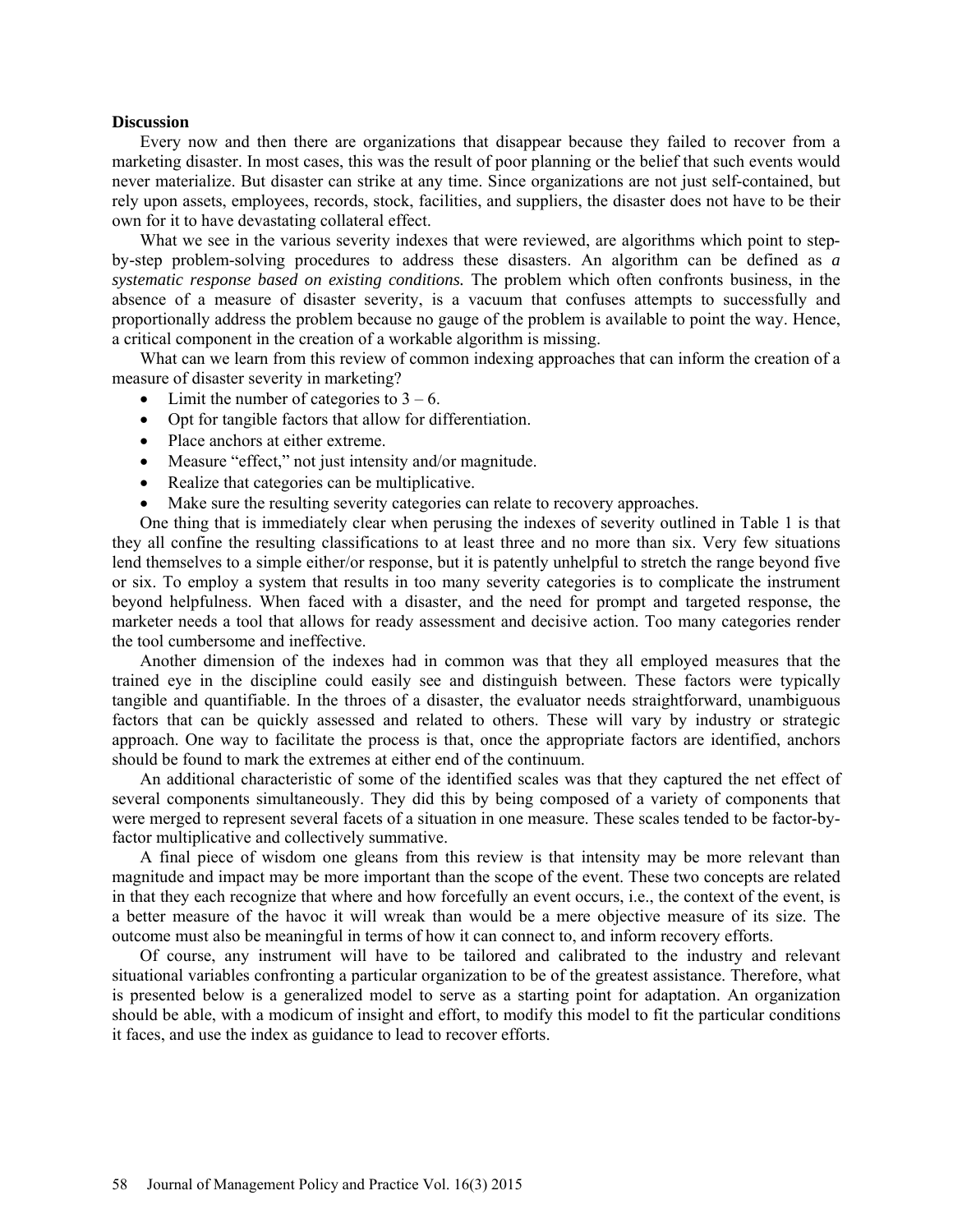**Discussion**

Every now and then there are organizations that disappear because they failed to recover from a marketing disaster. In most cases, this was the result of poor planning or the belief that such events would never materialize. But disaster can strike at any time. Since organizations are not just self-contained, but rely upon assets, employees, records, stock, facilities, and suppliers, the disaster does not have to be their own for it to have devastating collateral effect.

What we see in the various severity indexes that were reviewed, are algorithms which point to step-by-step problem-solving procedures to address these disasters. An algorithm can be defined as *a systematic response based on existing conditions.* The problem which often confronts business, in the absence of a measure of disaster severity, is a vacuum that confuses attempts to successfully and proportionally address the problem because no gauge of the problem is available to point the way. Hence, a critical component in the creation of a workable algorithm is missing.

What can we learn from this review of common indexing approaches that can inform the creation of a measure of disaster severity in marketing?

- Limit the number of categories to 3 – 6.
- Opt for tangible factors that allow for differentiation.
- Place anchors at either extreme.
- Measure "effect," not just intensity and/or magnitude.
- Realize that categories can be multiplicative.
- Make sure the resulting severity categories can relate to recovery approaches.

One thing that is immediately clear when perusing the indexes of severity outlined in Table 1 is that they all confine the resulting classifications to at least three and no more than six. Very few situations lend themselves to a simple either/or response, but it is patently unhelpful to stretch the range beyond five or six. To employ a system that results in too many severity categories is to complicate the instrument beyond helpfulness. When faced with a disaster, and the need for prompt and targeted response, the marketer needs a tool that allows for ready assessment and decisive action. Too many categories render the tool cumbersome and ineffective.

Another dimension of the indexes had in common was that they all employed measures that the trained eye in the discipline could easily see and distinguish between. These factors were typically tangible and quantifiable. In the throes of a disaster, the evaluator needs straightforward, unambiguous factors that can be quickly assessed and related to others. These will vary by industry or strategic approach. One way to facilitate the process is that, once the appropriate factors are identified, anchors should be found to mark the extremes at either end of the continuum.

An additional characteristic of some of the identified scales was that they captured the net effect of several components simultaneously. They did this by being composed of a variety of components that were merged to represent several facets of a situation in one measure. These scales tended to be factor-by-factor multiplicative and collectively summative.

A final piece of wisdom one gleans from this review is that intensity may be more relevant than magnitude and impact may be more important than the scope of the event. These two concepts are related in that they each recognize that where and how forcefully an event occurs, i.e., the context of the event, is a better measure of the havoc it will wreak than would be a mere objective measure of its size. The outcome must also be meaningful in terms of how it can connect to, and inform recovery efforts.

Of course, any instrument will have to be tailored and calibrated to the industry and relevant situational variables confronting a particular organization to be of the greatest assistance. Therefore, what is presented below is a generalized model to serve as a starting point for adaptation. An organization should be able, with a modicum of insight and effort, to modify this model to fit the particular conditions it faces, and use the index as guidance to lead to recover efforts.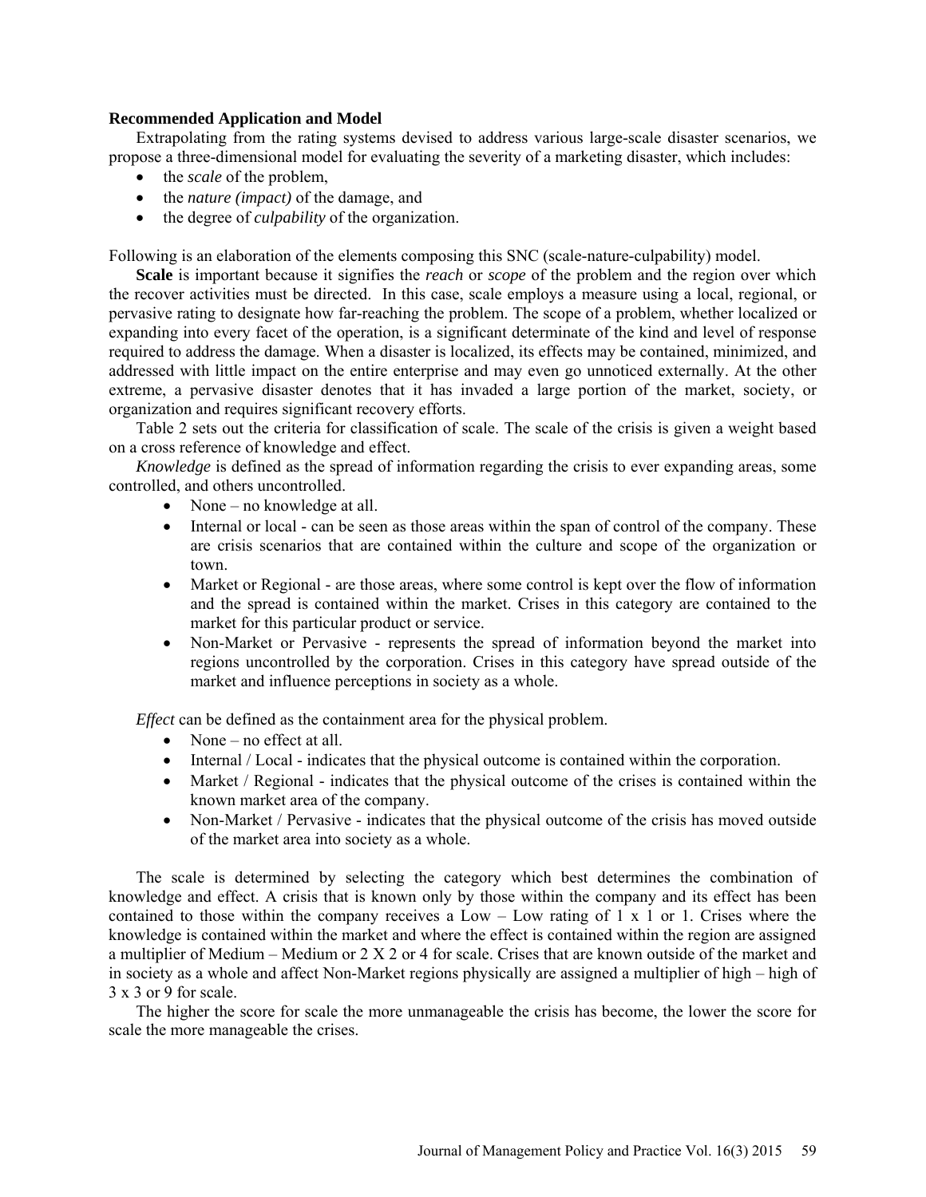**Recommended Application and Model**

Extrapolating from the rating systems devised to address various large-scale disaster scenarios, we propose a three-dimensional model for evaluating the severity of a marketing disaster, which includes:

- the *scale* of the problem,
- the *nature (impact)* of the damage, and
- the degree of *culpability* of the organization.

Following is an elaboration of the elements composing this SNC (scale-nature-culpability) model.

**Scale** is important because it signifies the *reach* or *scope* of the problem and the region over which the recover activities must be directed. In this case, scale employs a measure using a local, regional, or pervasive rating to designate how far-reaching the problem. The scope of a problem, whether localized or expanding into every facet of the operation, is a significant determinate of the kind and level of response required to address the damage. When a disaster is localized, its effects may be contained, minimized, and addressed with little impact on the entire enterprise and may even go unnoticed externally. At the other extreme, a pervasive disaster denotes that it has invaded a large portion of the market, society, or organization and requires significant recovery efforts.

Table 2 sets out the criteria for classification of scale. The scale of the crisis is given a weight based on a cross reference of knowledge and effect.

*Knowledge* is defined as the spread of information regarding the crisis to ever expanding areas, some controlled, and others uncontrolled.

- None – no knowledge at all.
- Internal or local - can be seen as those areas within the span of control of the company. These are crisis scenarios that are contained within the culture and scope of the organization or town.
- Market or Regional - are those areas, where some control is kept over the flow of information and the spread is contained within the market. Crises in this category are contained to the market for this particular product or service.
- Non-Market or Pervasive - represents the spread of information beyond the market into regions uncontrolled by the corporation. Crises in this category have spread outside of the market and influence perceptions in society as a whole.

*Effect* can be defined as the containment area for the physical problem.

- None – no effect at all.
- Internal / Local - indicates that the physical outcome is contained within the corporation.
- Market / Regional - indicates that the physical outcome of the crises is contained within the known market area of the company.
- Non-Market / Pervasive - indicates that the physical outcome of the crisis has moved outside of the market area into society as a whole.

The scale is determined by selecting the category which best determines the combination of knowledge and effect. A crisis that is known only by those within the company and its effect has been contained to those within the company receives a Low – Low rating of 1 x 1 or 1. Crises where the knowledge is contained within the market and where the effect is contained within the region are assigned a multiplier of Medium – Medium or 2 X 2 or 4 for scale. Crises that are known outside of the market and in society as a whole and affect Non-Market regions physically are assigned a multiplier of high – high of 3 x 3 or 9 for scale.

The higher the score for scale the more unmanageable the crisis has become, the lower the score for scale the more manageable the crises.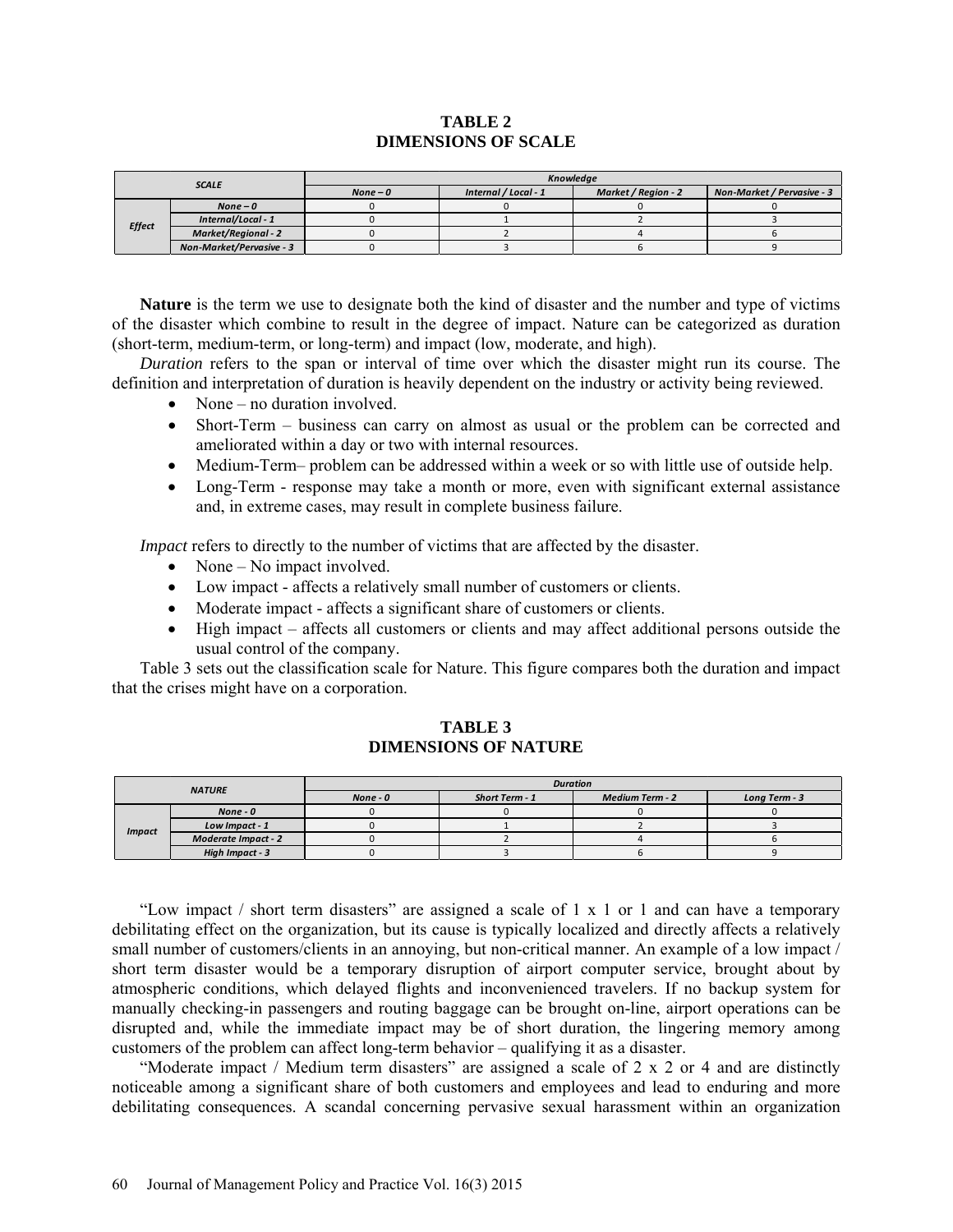**TABLE 2**
**DIMENSIONS OF SCALE**

| *SCALE* | | *Knowledge* | | | |
|---|---|---|---|---|---|
| | | *None – 0* | *Internal / Local - 1* | *Market / Region - 2* | *Non-Market / Pervasive - 3* |
| *Effect* | *None – 0* | 0 | 0 | 0 | 0 |
| | *Internal/Local - 1* | 0 | 1 | 2 | 3 |
| | *Market/Regional - 2* | 0 | 2 | 4 | 6 |
| | *Non-Market/Pervasive - 3* | 0 | 3 | 6 | 9 |

**Nature** is the term we use to designate both the kind of disaster and the number and type of victims of the disaster which combine to result in the degree of impact. Nature can be categorized as duration (short-term, medium-term, or long-term) and impact (low, moderate, and high).

*Duration* refers to the span or interval of time over which the disaster might run its course. The definition and interpretation of duration is heavily dependent on the industry or activity being reviewed.

- None – no duration involved.
- Short-Term – business can carry on almost as usual or the problem can be corrected and ameliorated within a day or two with internal resources.
- Medium-Term– problem can be addressed within a week or so with little use of outside help.
- Long-Term - response may take a month or more, even with significant external assistance and, in extreme cases, may result in complete business failure.

*Impact* refers to directly to the number of victims that are affected by the disaster.

- None – No impact involved.
- Low impact - affects a relatively small number of customers or clients.
- Moderate impact - affects a significant share of customers or clients.
- High impact – affects all customers or clients and may affect additional persons outside the usual control of the company.

Table 3 sets out the classification scale for Nature. This figure compares both the duration and impact that the crises might have on a corporation.

**TABLE 3**
**DIMENSIONS OF NATURE**

| *NATURE* | | *Duration* | | | |
|---|---|---|---|---|---|
| | | *None - 0* | *Short Term - 1* | *Medium Term - 2* | *Long Term - 3* |
| *Impact* | *None - 0* | 0 | 0 | 0 | 0 |
| | *Low Impact - 1* | 0 | 1 | 2 | 3 |
| | *Moderate Impact - 2* | 0 | 2 | 4 | 6 |
| | *High Impact - 3* | 0 | 3 | 6 | 9 |

"Low impact / short term disasters" are assigned a scale of 1 x 1 or 1 and can have a temporary debilitating effect on the organization, but its cause is typically localized and directly affects a relatively small number of customers/clients in an annoying, but non-critical manner. An example of a low impact / short term disaster would be a temporary disruption of airport computer service, brought about by atmospheric conditions, which delayed flights and inconvenienced travelers. If no backup system for manually checking-in passengers and routing baggage can be brought on-line, airport operations can be disrupted and, while the immediate impact may be of short duration, the lingering memory among customers of the problem can affect long-term behavior – qualifying it as a disaster.

"Moderate impact / Medium term disasters" are assigned a scale of 2 x 2 or 4 and are distinctly noticeable among a significant share of both customers and employees and lead to enduring and more debilitating consequences. A scandal concerning pervasive sexual harassment within an organization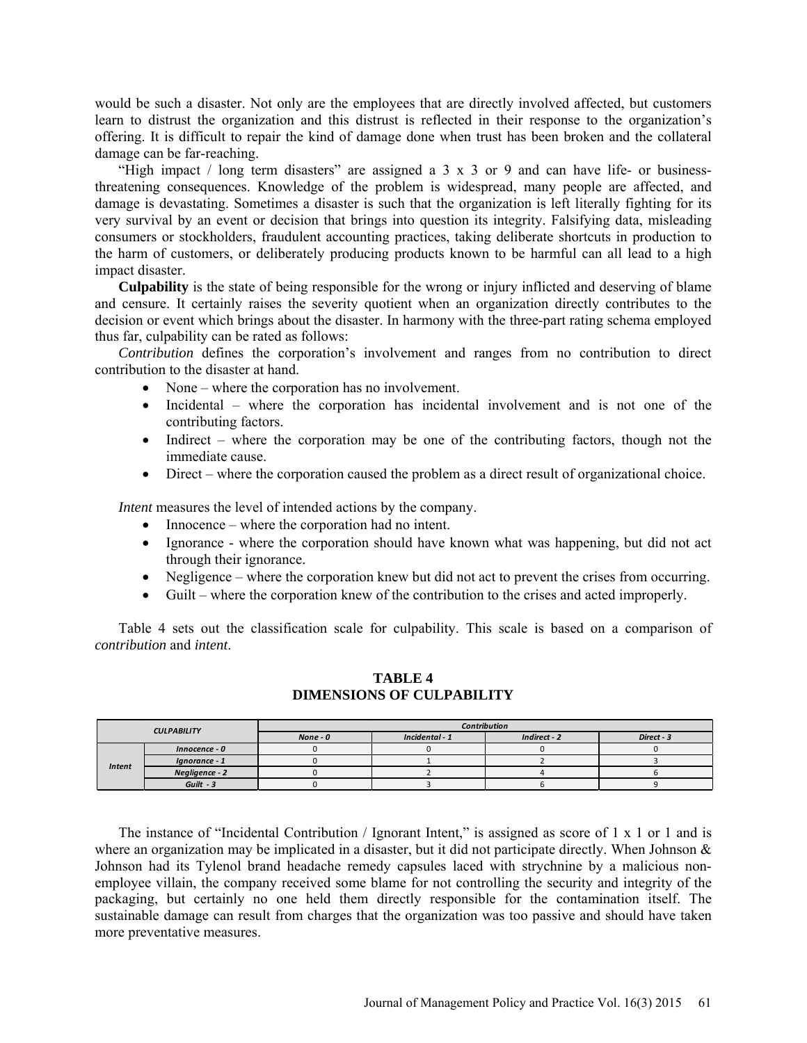would be such a disaster. Not only are the employees that are directly involved affected, but customers learn to distrust the organization and this distrust is reflected in their response to the organization's offering. It is difficult to repair the kind of damage done when trust has been broken and the collateral damage can be far-reaching.

"High impact / long term disasters" are assigned a 3 x 3 or 9 and can have life- or business-threatening consequences. Knowledge of the problem is widespread, many people are affected, and damage is devastating. Sometimes a disaster is such that the organization is left literally fighting for its very survival by an event or decision that brings into question its integrity. Falsifying data, misleading consumers or stockholders, fraudulent accounting practices, taking deliberate shortcuts in production to the harm of customers, or deliberately producing products known to be harmful can all lead to a high impact disaster.

**Culpability** is the state of being responsible for the wrong or injury inflicted and deserving of blame and censure. It certainly raises the severity quotient when an organization directly contributes to the decision or event which brings about the disaster. In harmony with the three-part rating schema employed thus far, culpability can be rated as follows:

*Contribution* defines the corporation's involvement and ranges from no contribution to direct contribution to the disaster at hand.

- None – where the corporation has no involvement.
- Incidental – where the corporation has incidental involvement and is not one of the contributing factors.
- Indirect – where the corporation may be one of the contributing factors, though not the immediate cause.
- Direct – where the corporation caused the problem as a direct result of organizational choice.

*Intent* measures the level of intended actions by the company.

- Innocence – where the corporation had no intent.
- Ignorance - where the corporation should have known what was happening, but did not act through their ignorance.
- Negligence – where the corporation knew but did not act to prevent the crises from occurring.
- Guilt – where the corporation knew of the contribution to the crises and acted improperly.

Table 4 sets out the classification scale for culpability. This scale is based on a comparison of *contribution* and *intent*.

**TABLE 4**
**DIMENSIONS OF CULPABILITY**

| CULPABILITY | | Contribution | | | |
|---|---|---|---|---|---|
| | | None - 0 | Incidental - 1 | Indirect - 2 | Direct - 3 |
| Intent | Innocence - 0 | 0 | 0 | 0 | 0 |
| | Ignorance - 1 | 0 | 1 | 2 | 3 |
| | Negligence - 2 | 0 | 2 | 4 | 6 |
| | Guilt - 3 | 0 | 3 | 6 | 9 |

The instance of "Incidental Contribution / Ignorant Intent," is assigned as score of 1 x 1 or 1 and is where an organization may be implicated in a disaster, but it did not participate directly. When Johnson & Johnson had its Tylenol brand headache remedy capsules laced with strychnine by a malicious non-employee villain, the company received some blame for not controlling the security and integrity of the packaging, but certainly no one held them directly responsible for the contamination itself. The sustainable damage can result from charges that the organization was too passive and should have taken more preventative measures.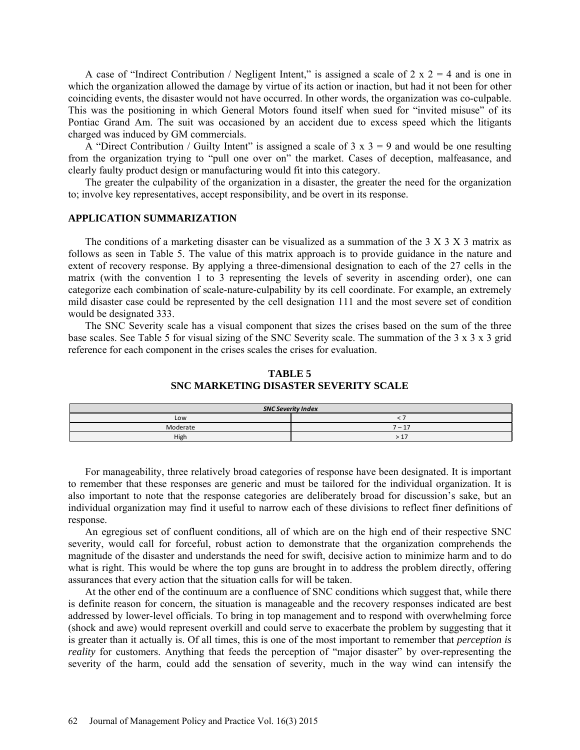A case of "Indirect Contribution / Negligent Intent," is assigned a scale of 2 x 2 = 4 and is one in which the organization allowed the damage by virtue of its action or inaction, but had it not been for other coinciding events, the disaster would not have occurred. In other words, the organization was co-culpable. This was the positioning in which General Motors found itself when sued for "invited misuse" of its Pontiac Grand Am. The suit was occasioned by an accident due to excess speed which the litigants charged was induced by GM commercials.

A "Direct Contribution / Guilty Intent" is assigned a scale of 3 x 3 = 9 and would be one resulting from the organization trying to "pull one over on" the market. Cases of deception, malfeasance, and clearly faulty product design or manufacturing would fit into this category.

The greater the culpability of the organization in a disaster, the greater the need for the organization to; involve key representatives, accept responsibility, and be overt in its response.

## APPLICATION SUMMARIZATION

The conditions of a marketing disaster can be visualized as a summation of the 3 X 3 X 3 matrix as follows as seen in Table 5. The value of this matrix approach is to provide guidance in the nature and extent of recovery response. By applying a three-dimensional designation to each of the 27 cells in the matrix (with the convention 1 to 3 representing the levels of severity in ascending order), one can categorize each combination of scale-nature-culpability by its cell coordinate. For example, an extremely mild disaster case could be represented by the cell designation 111 and the most severe set of condition would be designated 333.

The SNC Severity scale has a visual component that sizes the crises based on the sum of the three base scales. See Table 5 for visual sizing of the SNC Severity scale. The summation of the 3 x 3 x 3 grid reference for each component in the crises scales the crises for evaluation.

**TABLE 5**
**SNC MARKETING DISASTER SEVERITY SCALE**

| *SNC Severity Index* | |
|---|---|
| Low | < 7 |
| Moderate | 7 – 17 |
| High | > 17 |

For manageability, three relatively broad categories of response have been designated. It is important to remember that these responses are generic and must be tailored for the individual organization. It is also important to note that the response categories are deliberately broad for discussion's sake, but an individual organization may find it useful to narrow each of these divisions to reflect finer definitions of response.

An egregious set of confluent conditions, all of which are on the high end of their respective SNC severity, would call for forceful, robust action to demonstrate that the organization comprehends the magnitude of the disaster and understands the need for swift, decisive action to minimize harm and to do what is right. This would be where the top guns are brought in to address the problem directly, offering assurances that every action that the situation calls for will be taken.

At the other end of the continuum are a confluence of SNC conditions which suggest that, while there is definite reason for concern, the situation is manageable and the recovery responses indicated are best addressed by lower-level officials. To bring in top management and to respond with overwhelming force (shock and awe) would represent overkill and could serve to exacerbate the problem by suggesting that it is greater than it actually is. Of all times, this is one of the most important to remember that *perception is reality* for customers. Anything that feeds the perception of "major disaster" by over-representing the severity of the harm, could add the sensation of severity, much in the way wind can intensify the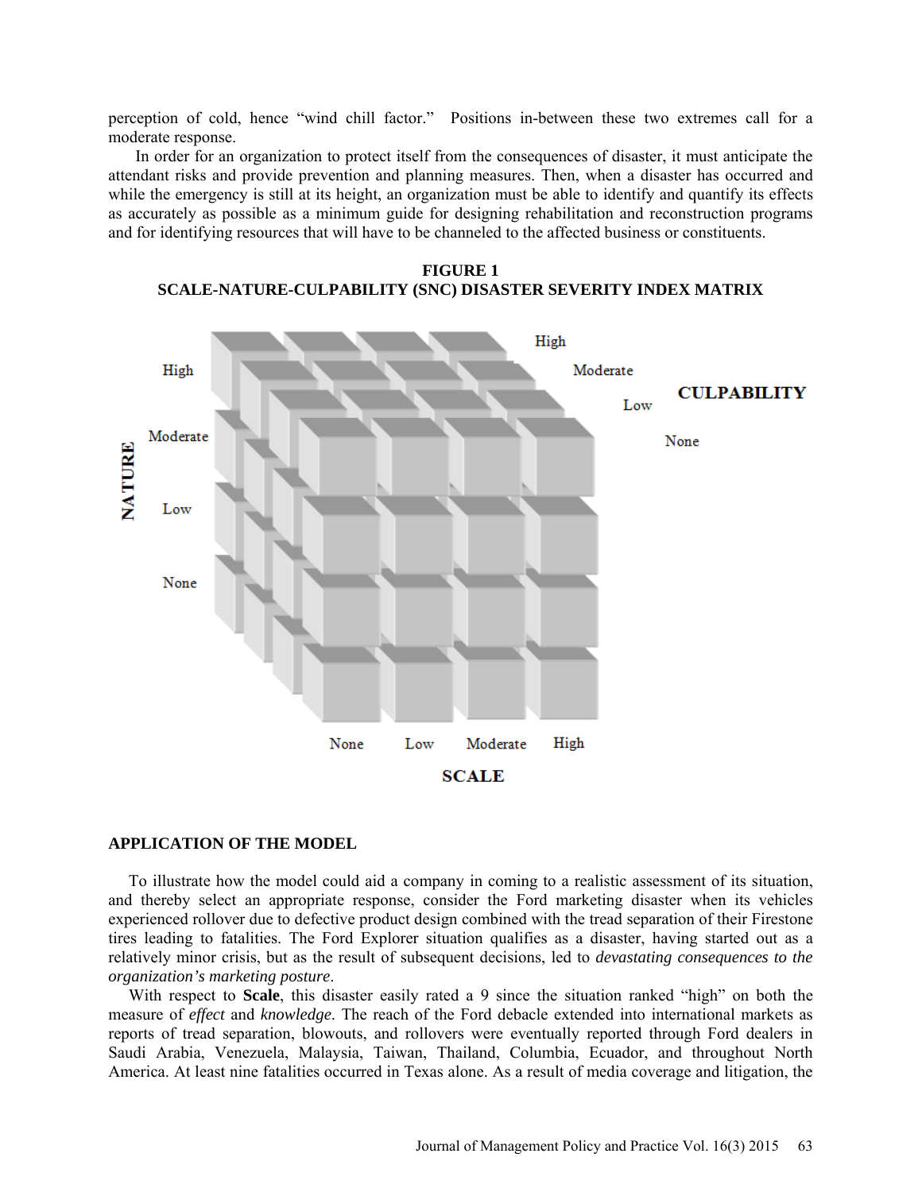perception of cold, hence "wind chill factor." Positions in-between these two extremes call for a moderate response.

In order for an organization to protect itself from the consequences of disaster, it must anticipate the attendant risks and provide prevention and planning measures. Then, when a disaster has occurred and while the emergency is still at its height, an organization must be able to identify and quantify its effects as accurately as possible as a minimum guide for designing rehabilitation and reconstruction programs and for identifying resources that will have to be channeled to the affected business or constituents.

**FIGURE 1**
**SCALE-NATURE-CULPABILITY (SNC) DISASTER SEVERITY INDEX MATRIX**

NATURE: High, Moderate, Low, None

CULPABILITY: High, Moderate, Low, None

SCALE: None, Low, Moderate, High

## APPLICATION OF THE MODEL

To illustrate how the model could aid a company in coming to a realistic assessment of its situation, and thereby select an appropriate response, consider the Ford marketing disaster when its vehicles experienced rollover due to defective product design combined with the tread separation of their Firestone tires leading to fatalities. The Ford Explorer situation qualifies as a disaster, having started out as a relatively minor crisis, but as the result of subsequent decisions, led to *devastating consequences to the organization's marketing posture*.

With respect to **Scale**, this disaster easily rated a 9 since the situation ranked "high" on both the measure of *effect* and *knowledge*. The reach of the Ford debacle extended into international markets as reports of tread separation, blowouts, and rollovers were eventually reported through Ford dealers in Saudi Arabia, Venezuela, Malaysia, Taiwan, Thailand, Columbia, Ecuador, and throughout North America. At least nine fatalities occurred in Texas alone. As a result of media coverage and litigation, the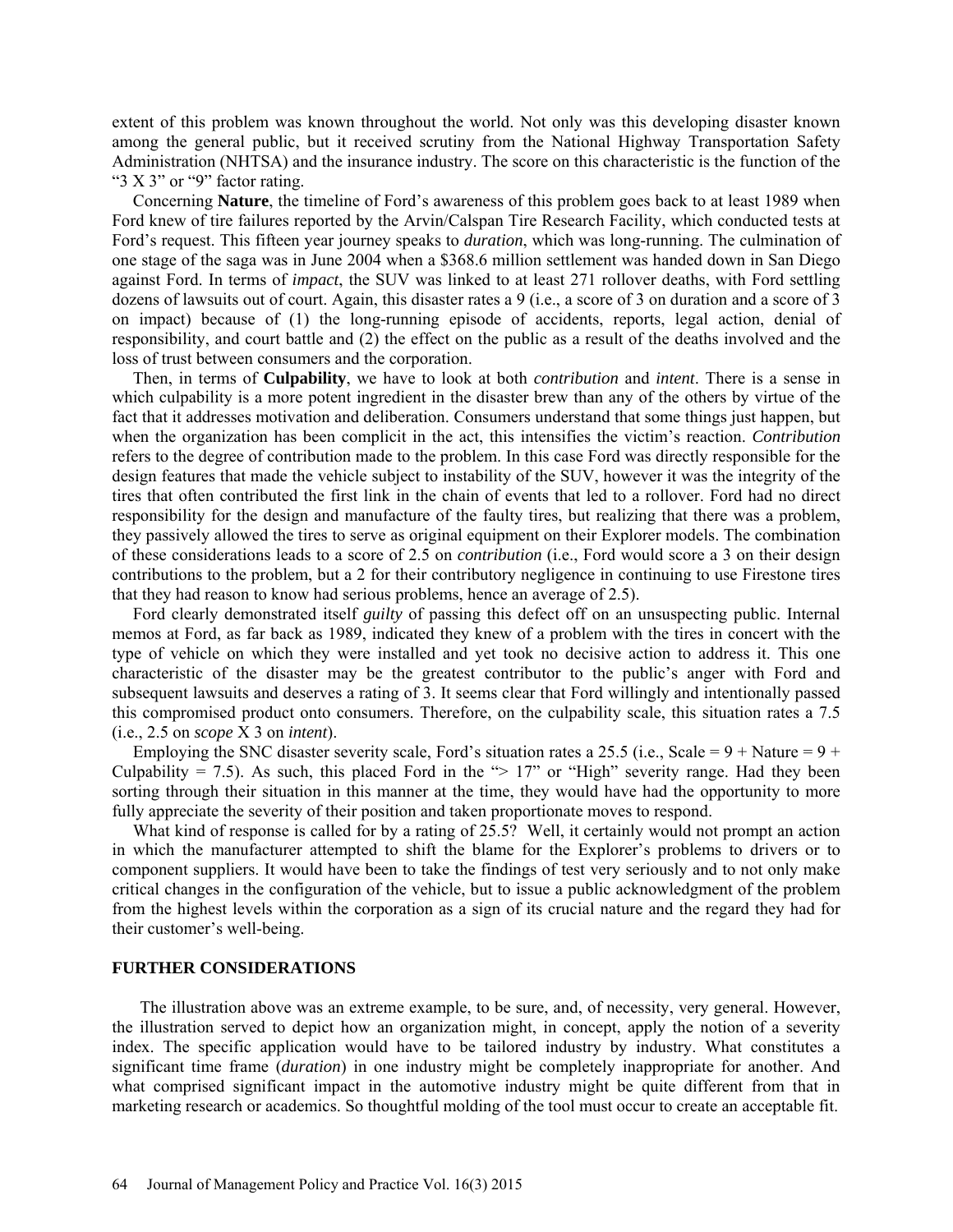extent of this problem was known throughout the world. Not only was this developing disaster known among the general public, but it received scrutiny from the National Highway Transportation Safety Administration (NHTSA) and the insurance industry. The score on this characteristic is the function of the "3 X 3" or "9" factor rating.

Concerning **Nature**, the timeline of Ford's awareness of this problem goes back to at least 1989 when Ford knew of tire failures reported by the Arvin/Calspan Tire Research Facility, which conducted tests at Ford's request. This fifteen year journey speaks to *duration*, which was long-running. The culmination of one stage of the saga was in June 2004 when a $368.6 million settlement was handed down in San Diego against Ford. In terms of *impact*, the SUV was linked to at least 271 rollover deaths, with Ford settling dozens of lawsuits out of court. Again, this disaster rates a 9 (i.e., a score of 3 on duration and a score of 3 on impact) because of (1) the long-running episode of accidents, reports, legal action, denial of responsibility, and court battle and (2) the effect on the public as a result of the deaths involved and the loss of trust between consumers and the corporation.

Then, in terms of **Culpability**, we have to look at both *contribution* and *intent*. There is a sense in which culpability is a more potent ingredient in the disaster brew than any of the others by virtue of the fact that it addresses motivation and deliberation. Consumers understand that some things just happen, but when the organization has been complicit in the act, this intensifies the victim's reaction. *Contribution* refers to the degree of contribution made to the problem. In this case Ford was directly responsible for the design features that made the vehicle subject to instability of the SUV, however it was the integrity of the tires that often contributed the first link in the chain of events that led to a rollover. Ford had no direct responsibility for the design and manufacture of the faulty tires, but realizing that there was a problem, they passively allowed the tires to serve as original equipment on their Explorer models. The combination of these considerations leads to a score of 2.5 on *contribution* (i.e., Ford would score a 3 on their design contributions to the problem, but a 2 for their contributory negligence in continuing to use Firestone tires that they had reason to know had serious problems, hence an average of 2.5).

Ford clearly demonstrated itself *guilty* of passing this defect off on an unsuspecting public. Internal memos at Ford, as far back as 1989, indicated they knew of a problem with the tires in concert with the type of vehicle on which they were installed and yet took no decisive action to address it. This one characteristic of the disaster may be the greatest contributor to the public's anger with Ford and subsequent lawsuits and deserves a rating of 3. It seems clear that Ford willingly and intentionally passed this compromised product onto consumers. Therefore, on the culpability scale, this situation rates a 7.5 (i.e., 2.5 on *scope* X 3 on *intent*).

Employing the SNC disaster severity scale, Ford's situation rates a 25.5 (i.e., Scale = 9 + Nature = 9 + Culpability = 7.5). As such, this placed Ford in the "> 17" or "High" severity range. Had they been sorting through their situation in this manner at the time, they would have had the opportunity to more fully appreciate the severity of their position and taken proportionate moves to respond.

What kind of response is called for by a rating of 25.5? Well, it certainly would not prompt an action in which the manufacturer attempted to shift the blame for the Explorer's problems to drivers or to component suppliers. It would have been to take the findings of test very seriously and to not only make critical changes in the configuration of the vehicle, but to issue a public acknowledgment of the problem from the highest levels within the corporation as a sign of its crucial nature and the regard they had for their customer's well-being.

## FURTHER CONSIDERATIONS

The illustration above was an extreme example, to be sure, and, of necessity, very general. However, the illustration served to depict how an organization might, in concept, apply the notion of a severity index. The specific application would have to be tailored industry by industry. What constitutes a significant time frame (*duration*) in one industry might be completely inappropriate for another. And what comprised significant impact in the automotive industry might be quite different from that in marketing research or academics. So thoughtful molding of the tool must occur to create an acceptable fit.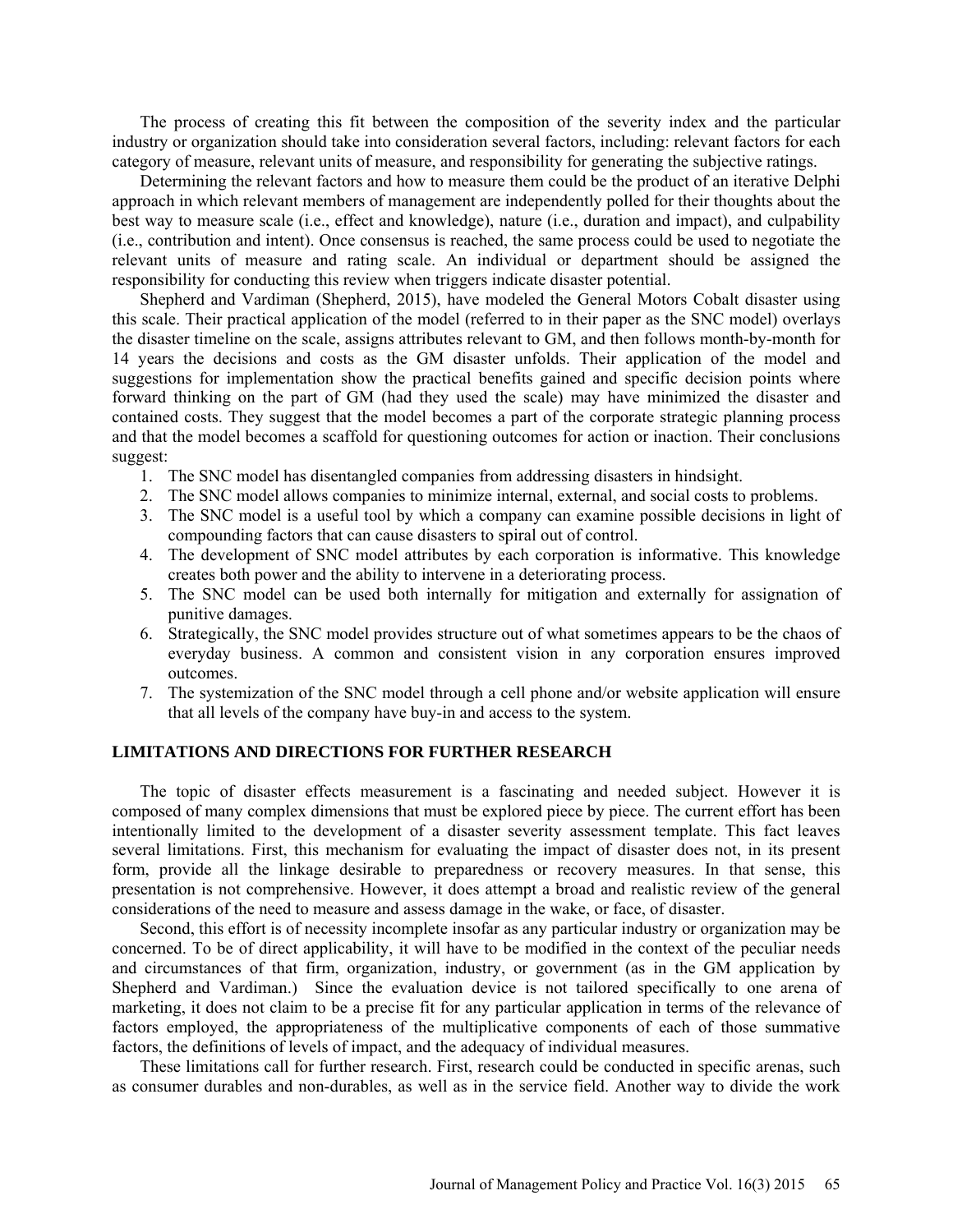The process of creating this fit between the composition of the severity index and the particular industry or organization should take into consideration several factors, including: relevant factors for each category of measure, relevant units of measure, and responsibility for generating the subjective ratings.

Determining the relevant factors and how to measure them could be the product of an iterative Delphi approach in which relevant members of management are independently polled for their thoughts about the best way to measure scale (i.e., effect and knowledge), nature (i.e., duration and impact), and culpability (i.e., contribution and intent). Once consensus is reached, the same process could be used to negotiate the relevant units of measure and rating scale. An individual or department should be assigned the responsibility for conducting this review when triggers indicate disaster potential.

Shepherd and Vardiman (Shepherd, 2015), have modeled the General Motors Cobalt disaster using this scale. Their practical application of the model (referred to in their paper as the SNC model) overlays the disaster timeline on the scale, assigns attributes relevant to GM, and then follows month-by-month for 14 years the decisions and costs as the GM disaster unfolds. Their application of the model and suggestions for implementation show the practical benefits gained and specific decision points where forward thinking on the part of GM (had they used the scale) may have minimized the disaster and contained costs. They suggest that the model becomes a part of the corporate strategic planning process and that the model becomes a scaffold for questioning outcomes for action or inaction. Their conclusions suggest:

1. The SNC model has disentangled companies from addressing disasters in hindsight.
2. The SNC model allows companies to minimize internal, external, and social costs to problems.
3. The SNC model is a useful tool by which a company can examine possible decisions in light of compounding factors that can cause disasters to spiral out of control.
4. The development of SNC model attributes by each corporation is informative. This knowledge creates both power and the ability to intervene in a deteriorating process.
5. The SNC model can be used both internally for mitigation and externally for assignation of punitive damages.
6. Strategically, the SNC model provides structure out of what sometimes appears to be the chaos of everyday business. A common and consistent vision in any corporation ensures improved outcomes.
7. The systemization of the SNC model through a cell phone and/or website application will ensure that all levels of the company have buy-in and access to the system.

## LIMITATIONS AND DIRECTIONS FOR FURTHER RESEARCH

The topic of disaster effects measurement is a fascinating and needed subject. However it is composed of many complex dimensions that must be explored piece by piece. The current effort has been intentionally limited to the development of a disaster severity assessment template. This fact leaves several limitations. First, this mechanism for evaluating the impact of disaster does not, in its present form, provide all the linkage desirable to preparedness or recovery measures. In that sense, this presentation is not comprehensive. However, it does attempt a broad and realistic review of the general considerations of the need to measure and assess damage in the wake, or face, of disaster.

Second, this effort is of necessity incomplete insofar as any particular industry or organization may be concerned. To be of direct applicability, it will have to be modified in the context of the peculiar needs and circumstances of that firm, organization, industry, or government (as in the GM application by Shepherd and Vardiman.) Since the evaluation device is not tailored specifically to one arena of marketing, it does not claim to be a precise fit for any particular application in terms of the relevance of factors employed, the appropriateness of the multiplicative components of each of those summative factors, the definitions of levels of impact, and the adequacy of individual measures.

These limitations call for further research. First, research could be conducted in specific arenas, such as consumer durables and non-durables, as well as in the service field. Another way to divide the work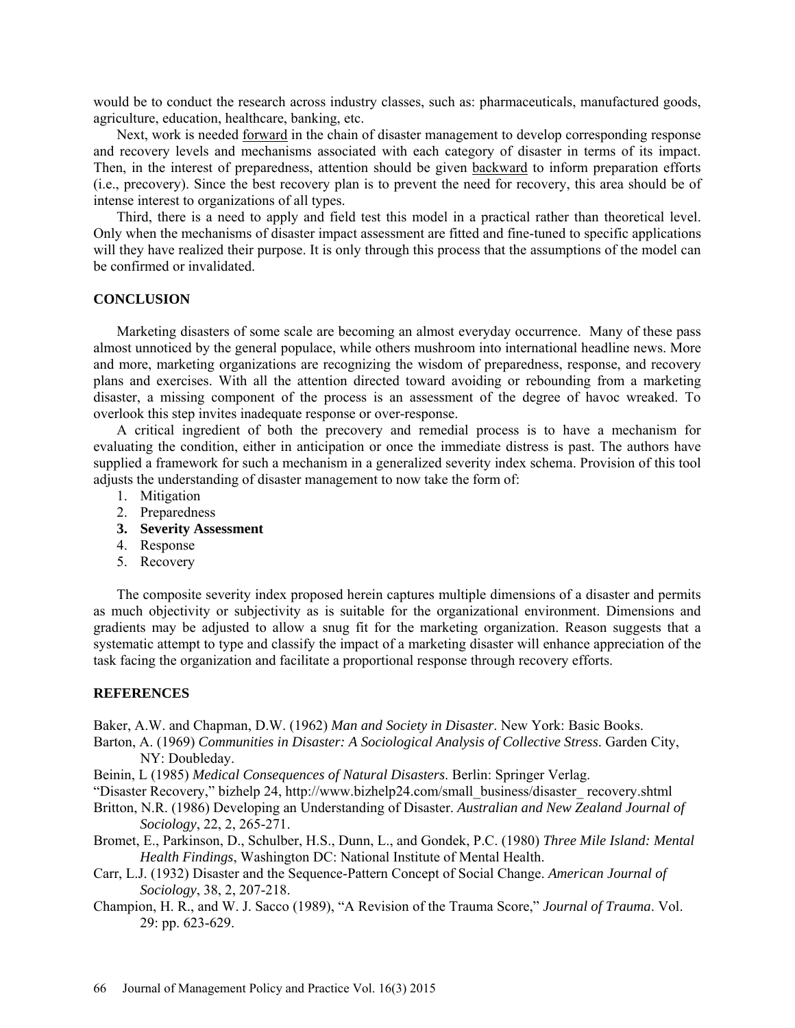would be to conduct the research across industry classes, such as: pharmaceuticals, manufactured goods, agriculture, education, healthcare, banking, etc.

Next, work is needed forward in the chain of disaster management to develop corresponding response and recovery levels and mechanisms associated with each category of disaster in terms of its impact. Then, in the interest of preparedness, attention should be given backward to inform preparation efforts (i.e., precovery). Since the best recovery plan is to prevent the need for recovery, this area should be of intense interest to organizations of all types.

Third, there is a need to apply and field test this model in a practical rather than theoretical level. Only when the mechanisms of disaster impact assessment are fitted and fine-tuned to specific applications will they have realized their purpose. It is only through this process that the assumptions of the model can be confirmed or invalidated.

## CONCLUSION

Marketing disasters of some scale are becoming an almost everyday occurrence. Many of these pass almost unnoticed by the general populace, while others mushroom into international headline news. More and more, marketing organizations are recognizing the wisdom of preparedness, response, and recovery plans and exercises. With all the attention directed toward avoiding or rebounding from a marketing disaster, a missing component of the process is an assessment of the degree of havoc wreaked. To overlook this step invites inadequate response or over-response.

A critical ingredient of both the precovery and remedial process is to have a mechanism for evaluating the condition, either in anticipation or once the immediate distress is past. The authors have supplied a framework for such a mechanism in a generalized severity index schema. Provision of this tool adjusts the understanding of disaster management to now take the form of:

1. Mitigation
2. Preparedness
3. **Severity Assessment**
4. Response
5. Recovery

The composite severity index proposed herein captures multiple dimensions of a disaster and permits as much objectivity or subjectivity as is suitable for the organizational environment. Dimensions and gradients may be adjusted to allow a snug fit for the marketing organization. Reason suggests that a systematic attempt to type and classify the impact of a marketing disaster will enhance appreciation of the task facing the organization and facilitate a proportional response through recovery efforts.

## REFERENCES

Baker, A.W. and Chapman, D.W. (1962) *Man and Society in Disaster*. New York: Basic Books.

Barton, A. (1969) *Communities in Disaster: A Sociological Analysis of Collective Stress*. Garden City, NY: Doubleday.

Beinin, L (1985) *Medical Consequences of Natural Disasters*. Berlin: Springer Verlag.

"Disaster Recovery," bizhelp 24, http://www.bizhelp24.com/small_business/disaster_ recovery.shtml

Britton, N.R. (1986) Developing an Understanding of Disaster. *Australian and New Zealand Journal of Sociology*, 22, 2, 265-271.

Bromet, E., Parkinson, D., Schulber, H.S., Dunn, L., and Gondek, P.C. (1980) *Three Mile Island: Mental Health Findings*, Washington DC: National Institute of Mental Health.

Carr, L.J. (1932) Disaster and the Sequence-Pattern Concept of Social Change. *American Journal of Sociology*, 38, 2, 207-218.

Champion, H. R., and W. J. Sacco (1989), "A Revision of the Trauma Score," *Journal of Trauma*. Vol. 29: pp. 623-629.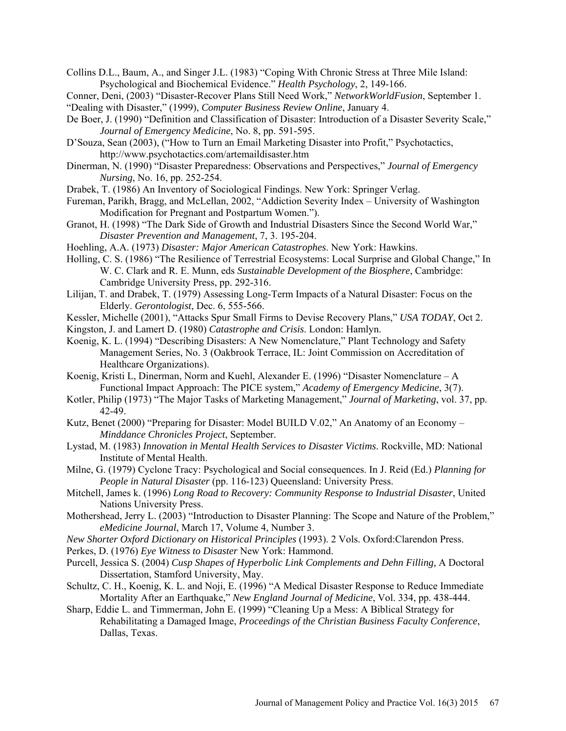Collins D.L., Baum, A., and Singer J.L. (1983) "Coping With Chronic Stress at Three Mile Island: Psychological and Biochemical Evidence." *Health Psychology*, 2, 149-166.

Conner, Deni, (2003) "Disaster-Recover Plans Still Need Work," *NetworkWorldFusion*, September 1.

"Dealing with Disaster," (1999), *Computer Business Review Online*, January 4.

De Boer, J. (1990) "Definition and Classification of Disaster: Introduction of a Disaster Severity Scale," *Journal of Emergency Medicine*, No. 8, pp. 591-595.

D'Souza, Sean (2003), ("How to Turn an Email Marketing Disaster into Profit," Psychotactics, http://www.psychotactics.com/artemaildisaster.htm

Dinerman, N. (1990) "Disaster Preparedness: Observations and Perspectives," *Journal of Emergency Nursing*, No. 16, pp. 252-254.

Drabek, T. (1986) An Inventory of Sociological Findings. New York: Springer Verlag.

Fureman, Parikh, Bragg, and McLellan, 2002, "Addiction Severity Index – University of Washington Modification for Pregnant and Postpartum Women.").

Granot, H. (1998) "The Dark Side of Growth and Industrial Disasters Since the Second World War," *Disaster Prevention and Management*, 7, 3. 195-204.

Hoehling, A.A. (1973) *Disaster: Major American Catastrophes*. New York: Hawkins.

Holling, C. S. (1986) "The Resilience of Terrestrial Ecosystems: Local Surprise and Global Change," In W. C. Clark and R. E. Munn, eds *Sustainable Development of the Biosphere*, Cambridge: Cambridge University Press, pp. 292-316.

Lilijan, T. and Drabek, T. (1979) Assessing Long-Term Impacts of a Natural Disaster: Focus on the Elderly. *Gerontologist*, Dec. 6, 555-566.

Kessler, Michelle (2001), "Attacks Spur Small Firms to Devise Recovery Plans," *USA TODAY*, Oct 2.

Kingston, J. and Lamert D. (1980) *Catastrophe and Crisis*. London: Hamlyn.

Koenig, K. L. (1994) "Describing Disasters: A New Nomenclature," Plant Technology and Safety Management Series, No. 3 (Oakbrook Terrace, IL: Joint Commission on Accreditation of Healthcare Organizations).

Koenig, Kristi L, Dinerman, Norm and Kuehl, Alexander E. (1996) "Disaster Nomenclature – A Functional Impact Approach: The PICE system," *Academy of Emergency Medicine*, 3(7).

Kotler, Philip (1973) "The Major Tasks of Marketing Management," *Journal of Marketing*, vol. 37, pp. 42-49.

Kutz, Benet (2000) "Preparing for Disaster: Model BUILD V.02," An Anatomy of an Economy – *Minddance Chronicles Project*, September.

Lystad, M. (1983) *Innovation in Mental Health Services to Disaster Victims*. Rockville, MD: National Institute of Mental Health.

Milne, G. (1979) Cyclone Tracy: Psychological and Social consequences. In J. Reid (Ed.) *Planning for People in Natural Disaster* (pp. 116-123) Queensland: University Press.

Mitchell, James k. (1996) *Long Road to Recovery: Community Response to Industrial Disaster*, United Nations University Press.

Mothershead, Jerry L. (2003) "Introduction to Disaster Planning: The Scope and Nature of the Problem," *eMedicine Journal*, March 17, Volume 4, Number 3.

*New Shorter Oxford Dictionary on Historical Principles* (1993). 2 Vols. Oxford:Clarendon Press.

Perkes, D. (1976) *Eye Witness to Disaster* New York: Hammond.

Purcell, Jessica S. (2004) *Cusp Shapes of Hyperbolic Link Complements and Dehn Filling*, A Doctoral Dissertation, Stamford University, May.

Schultz, C. H., Koenig, K. L. and Noji, E. (1996) "A Medical Disaster Response to Reduce Immediate Mortality After an Earthquake," *New England Journal of Medicine*, Vol. 334, pp. 438-444.

Sharp, Eddie L. and Timmerman, John E. (1999) "Cleaning Up a Mess: A Biblical Strategy for Rehabilitating a Damaged Image, *Proceedings of the Christian Business Faculty Conference*, Dallas, Texas.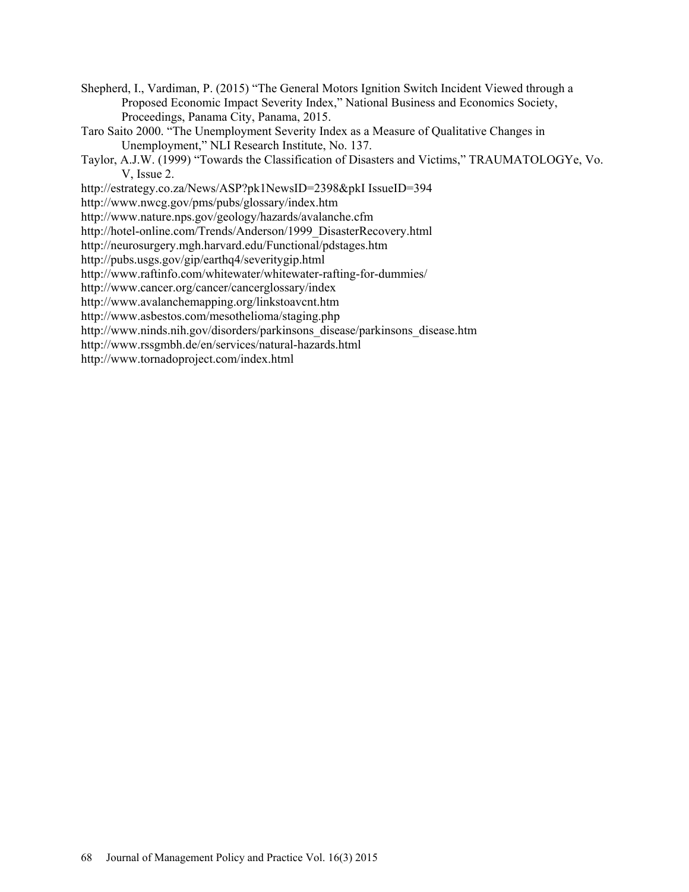Shepherd, I., Vardiman, P. (2015) "The General Motors Ignition Switch Incident Viewed through a Proposed Economic Impact Severity Index," National Business and Economics Society, Proceedings, Panama City, Panama, 2015.

Taro Saito 2000. "The Unemployment Severity Index as a Measure of Qualitative Changes in Unemployment," NLI Research Institute, No. 137.

Taylor, A.J.W. (1999) "Towards the Classification of Disasters and Victims," TRAUMATOLOGYe, Vo. V, Issue 2.

http://estrategy.co.za/News/ASP?pk1NewsID=2398&pkI IssueID=394

http://www.nwcg.gov/pms/pubs/glossary/index.htm

http://www.nature.nps.gov/geology/hazards/avalanche.cfm

http://hotel-online.com/Trends/Anderson/1999_DisasterRecovery.html

http://neurosurgery.mgh.harvard.edu/Functional/pdstages.htm

http://pubs.usgs.gov/gip/earthq4/severitygip.html

http://www.raftinfo.com/whitewater/whitewater-rafting-for-dummies/

http://www.cancer.org/cancer/cancerglossary/index

http://www.avalanchemapping.org/linkstoavcnt.htm

http://www.asbestos.com/mesothelioma/staging.php

http://www.ninds.nih.gov/disorders/parkinsons_disease/parkinsons_disease.htm

http://www.rssgmbh.de/en/services/natural-hazards.html

http://www.tornadoproject.com/index.html